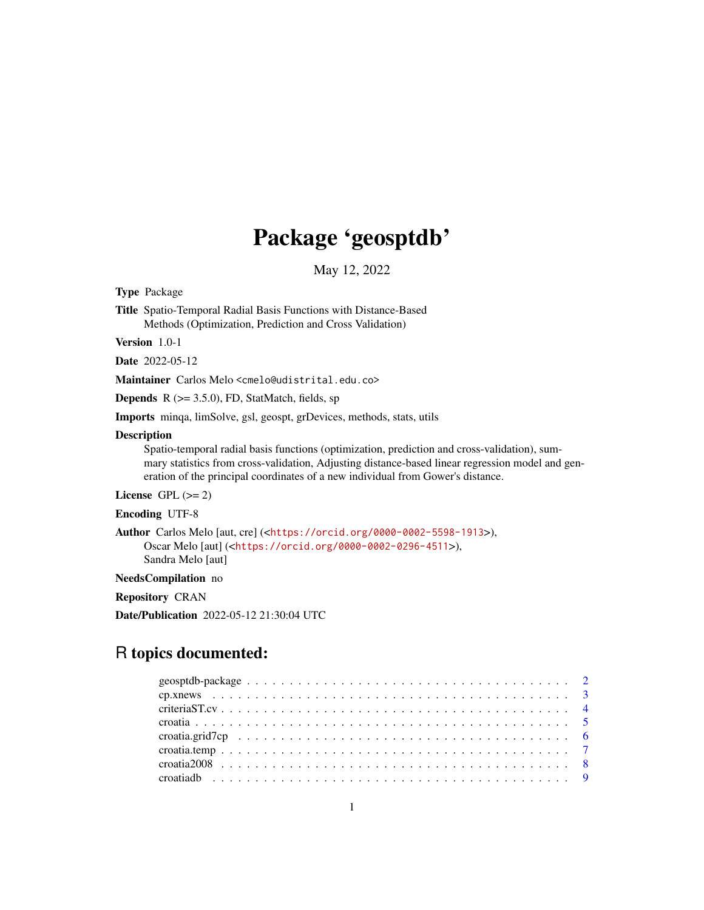# Package 'geosptdb'

May 12, 2022

**Type** Package

**Title** Spatio-Temporal Radial Basis Functions with Distance-Based Methods (Optimization, Prediction and Cross Validation)

**Version** 1.0-1

**Date** 2022-05-12

**Maintainer** Carlos Melo <cmelo@udistrital.edu.co>

**Depends** R (>= 3.5.0), FD, StatMatch, fields, sp

**Imports** minqa, limSolve, gsl, geospt, grDevices, methods, stats, utils

**Description** Spatio-temporal radial basis functions (optimization, prediction and cross-validation), summary statistics from cross-validation, Adjusting distance-based linear regression model and generation of the principal coordinates of a new individual from Gower's distance.

**License** GPL (>= 2)

**Encoding** UTF-8

**Author** Carlos Melo [aut, cre] (<https://orcid.org/0000-0002-5598-1913>), Oscar Melo [aut] (<https://orcid.org/0000-0002-0296-4511>), Sandra Melo [aut]

**NeedsCompilation** no

**Repository** CRAN

**Date/Publication** 2022-05-12 21:30:04 UTC

## R topics documented:

| | |
|---|---|
| geosptdb-package | 2 |
| cp.xnews | 3 |
| criteriaST.cv | 4 |
| croatia | 5 |
| croatia.grid7cp | 6 |
| croatia.temp | 7 |
| croatia2008 | 8 |
| croatiadb | 9 |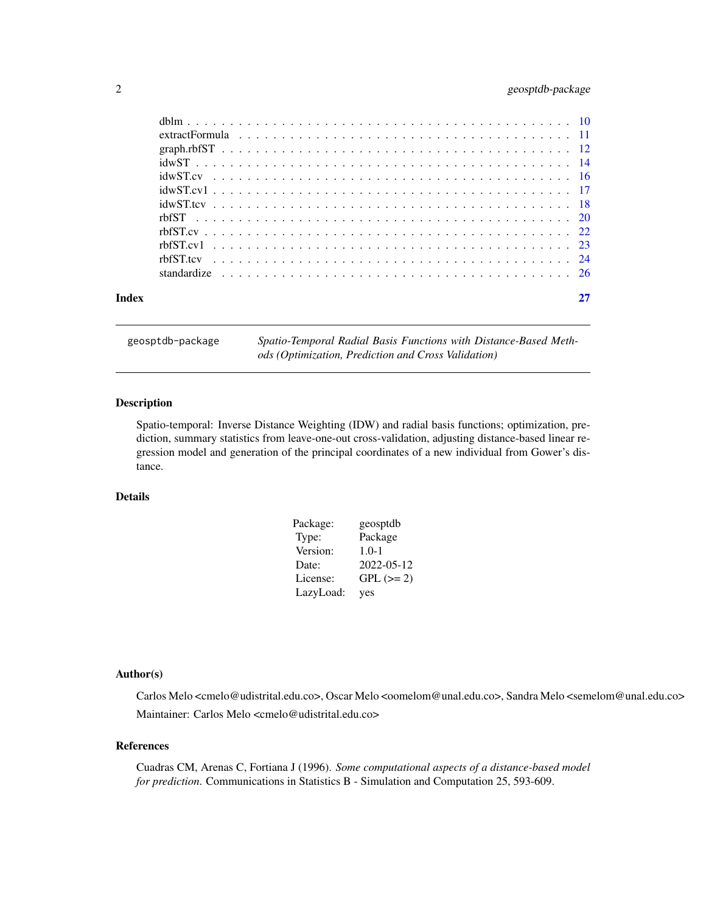| | |
|---|---|
| dblm | 10 |
| extractFormula | 11 |
| graph.rbfST | 12 |
| idwST | 14 |
| idwST.cv | 16 |
| idwST.cv1 | 17 |
| idwST.tcv | 18 |
| rbfST | 20 |
| rbfST.cv | 22 |
| rbfST.cv1 | 23 |
| rbfST.tcv | 24 |
| standardize | 26 |

**Index** **27**

---

`geosptdb-package` *Spatio-Temporal Radial Basis Functions with Distance-Based Methods (Optimization, Prediction and Cross Validation)*

---

## Description

Spatio-temporal: Inverse Distance Weighting (IDW) and radial basis functions; optimization, prediction, summary statistics from leave-one-out cross-validation, adjusting distance-based linear regression model and generation of the principal coordinates of a new individual from Gower's distance.

## Details

| | |
|---|---|
| Package: | geosptdb |
| Type: | Package |
| Version: | 1.0-1 |
| Date: | 2022-05-12 |
| License: | GPL (>= 2) |
| LazyLoad: | yes |

## Author(s)

Carlos Melo <cmelo@udistrital.edu.co>, Oscar Melo <oomelom@unal.edu.co>, Sandra Melo <semelom@unal.edu.co>

Maintainer: Carlos Melo <cmelo@udistrital.edu.co>

## References

Cuadras CM, Arenas C, Fortiana J (1996). *Some computational aspects of a distance-based model for prediction*. Communications in Statistics B - Simulation and Computation 25, 593-609.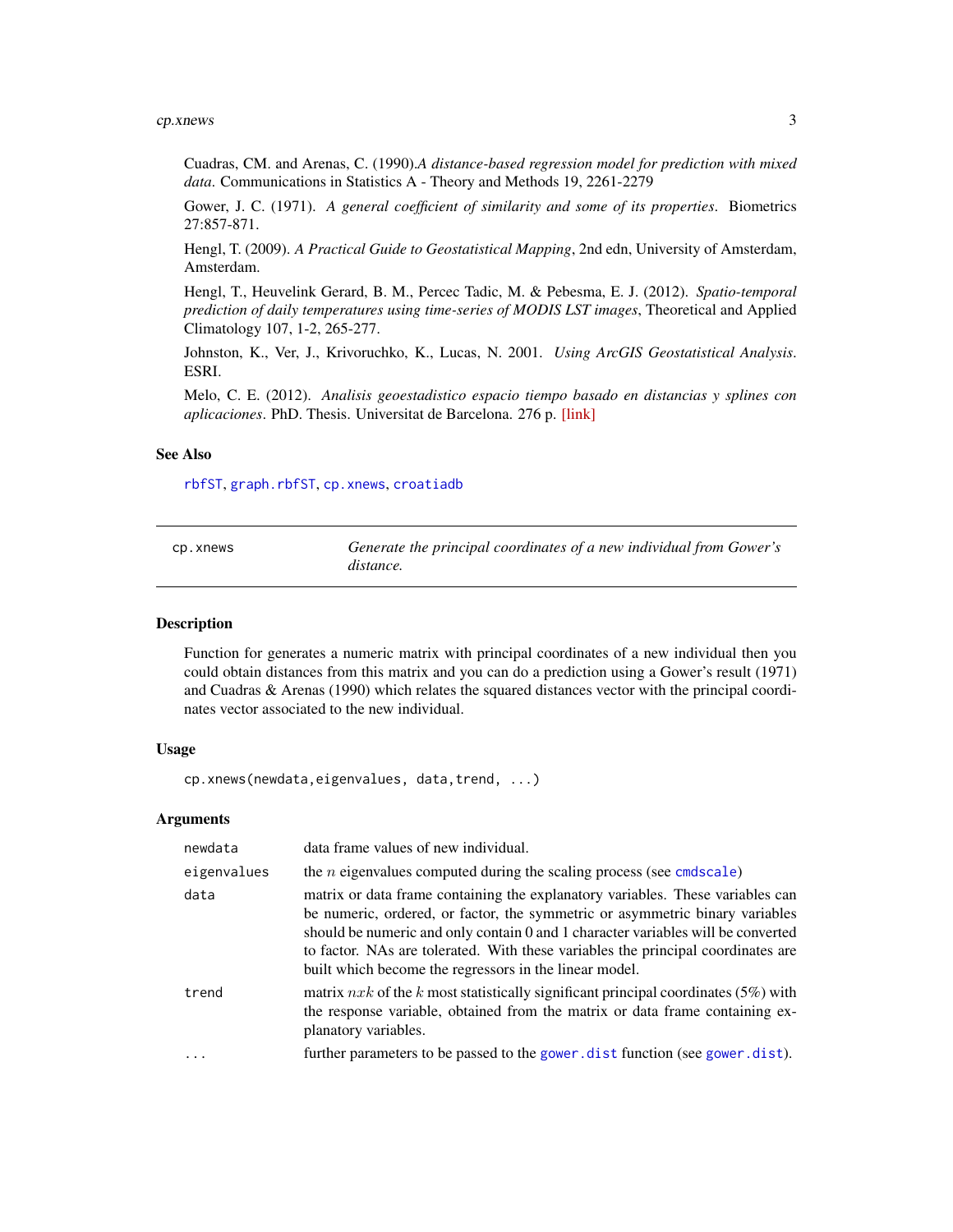Cuadras, CM. and Arenas, C. (1990).*A distance-based regression model for prediction with mixed data*. Communications in Statistics A - Theory and Methods 19, 2261-2279

Gower, J. C. (1971). *A general coefficient of similarity and some of its properties*. Biometrics 27:857-871.

Hengl, T. (2009). *A Practical Guide to Geostatistical Mapping*, 2nd edn, University of Amsterdam, Amsterdam.

Hengl, T., Heuvelink Gerard, B. M., Percec Tadic, M. & Pebesma, E. J. (2012). *Spatio-temporal prediction of daily temperatures using time-series of MODIS LST images*, Theoretical and Applied Climatology 107, 1-2, 265-277.

Johnston, K., Ver, J., Krivoruchko, K., Lucas, N. 2001. *Using ArcGIS Geostatistical Analysis*. ESRI.

Melo, C. E. (2012). *Analisis geoestadistico espacio tiempo basado en distancias y splines con aplicaciones*. PhD. Thesis. Universitat de Barcelona. 276 p. [link]

### See Also

`rbfST`, `graph.rbfST`, `cp.xnews`, `croatiadb`

---

## cp.xnews — *Generate the principal coordinates of a new individual from Gower's distance.*

### Description

Function for generates a numeric matrix with principal coordinates of a new individual then you could obtain distances from this matrix and you can do a prediction using a Gower's result (1971) and Cuadras & Arenas (1990) which relates the squared distances vector with the principal coordinates vector associated to the new individual.

### Usage

```
cp.xnews(newdata,eigenvalues, data,trend, ...)
```

### Arguments

| | |
|---|---|
| `newdata` | data frame values of new individual. |
| `eigenvalues` | the $n$ eigenvalues computed during the scaling process (see `cmdscale`) |
| `data` | matrix or data frame containing the explanatory variables. These variables can be numeric, ordered, or factor, the symmetric or asymmetric binary variables should be numeric and only contain 0 and 1 character variables will be converted to factor. NAs are tolerated. With these variables the principal coordinates are built which become the regressors in the linear model. |
| `trend` | matrix $nxk$ of the $k$ most statistically significant principal coordinates (5%) with the response variable, obtained from the matrix or data frame containing explanatory variables. |
| `...` | further parameters to be passed to the `gower.dist` function (see `gower.dist`). |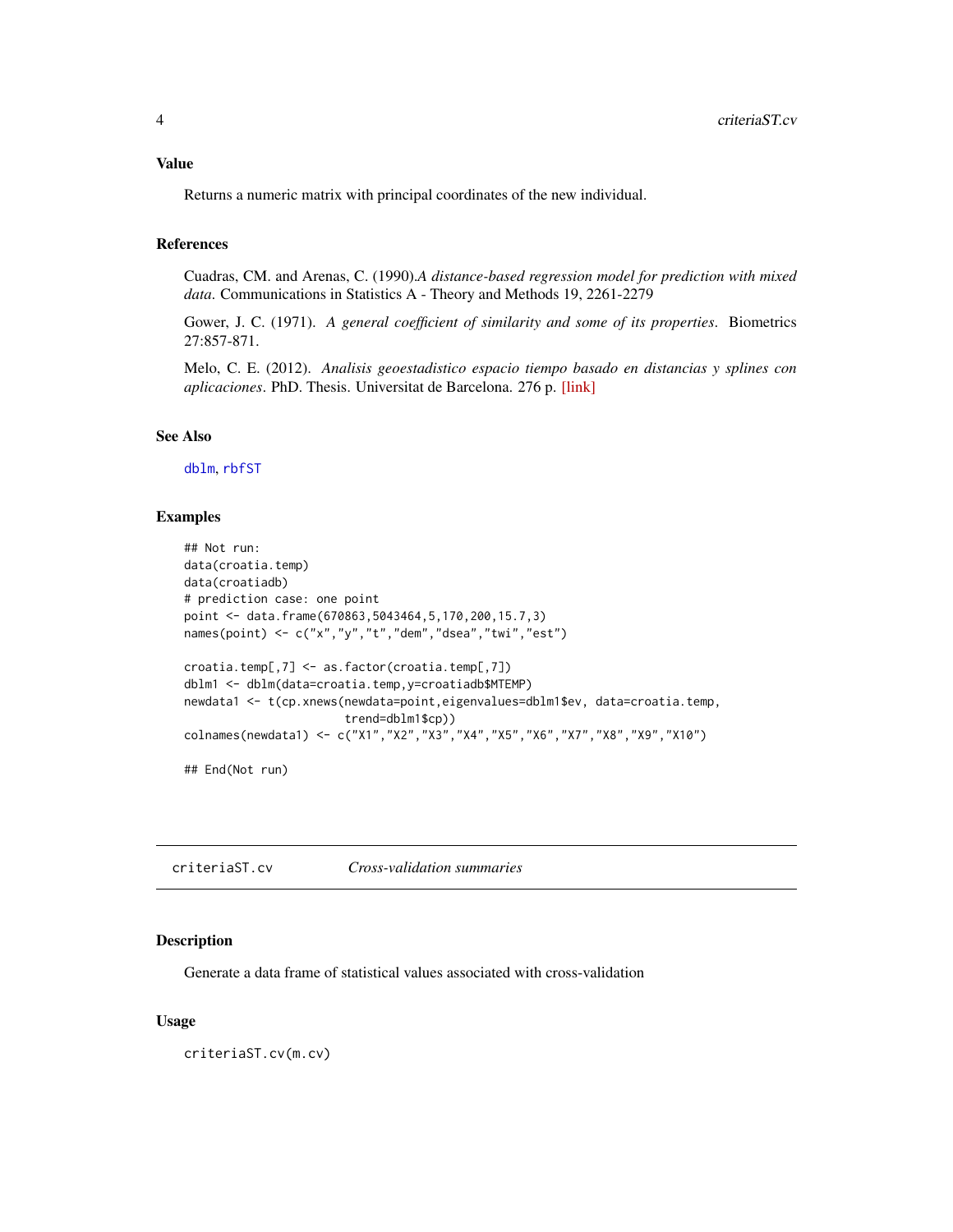### Value

Returns a numeric matrix with principal coordinates of the new individual.

### References

Cuadras, CM. and Arenas, C. (1990).*A distance-based regression model for prediction with mixed data*. Communications in Statistics A - Theory and Methods 19, 2261-2279

Gower, J. C. (1971). *A general coefficient of similarity and some of its properties*. Biometrics 27:857-871.

Melo, C. E. (2012). *Analisis geoestadistico espacio tiempo basado en distancias y splines con aplicaciones*. PhD. Thesis. Universitat de Barcelona. 276 p. [link]

### See Also

`dblm`, `rbfST`

### Examples

```
## Not run:
data(croatia.temp)
data(croatiadb)
# prediction case: one point
point <- data.frame(670863,5043464,5,170,200,15.7,3)
names(point) <- c("x","y","t","dem","dsea","twi","est")

croatia.temp[,7] <- as.factor(croatia.temp[,7])
dblm1 <- dblm(data=croatia.temp,y=croatiadb$MTEMP)
newdata1 <- t(cp.xnews(newdata=point,eigenvalues=dblm1$ev, data=croatia.temp,
                        trend=dblm1$cp))
colnames(newdata1) <- c("X1","X2","X3","X4","X5","X6","X7","X8","X9","X10")

## End(Not run)
```

---

## criteriaST.cv — *Cross-validation summaries*

### Description

Generate a data frame of statistical values associated with cross-validation

### Usage

```
criteriaST.cv(m.cv)
```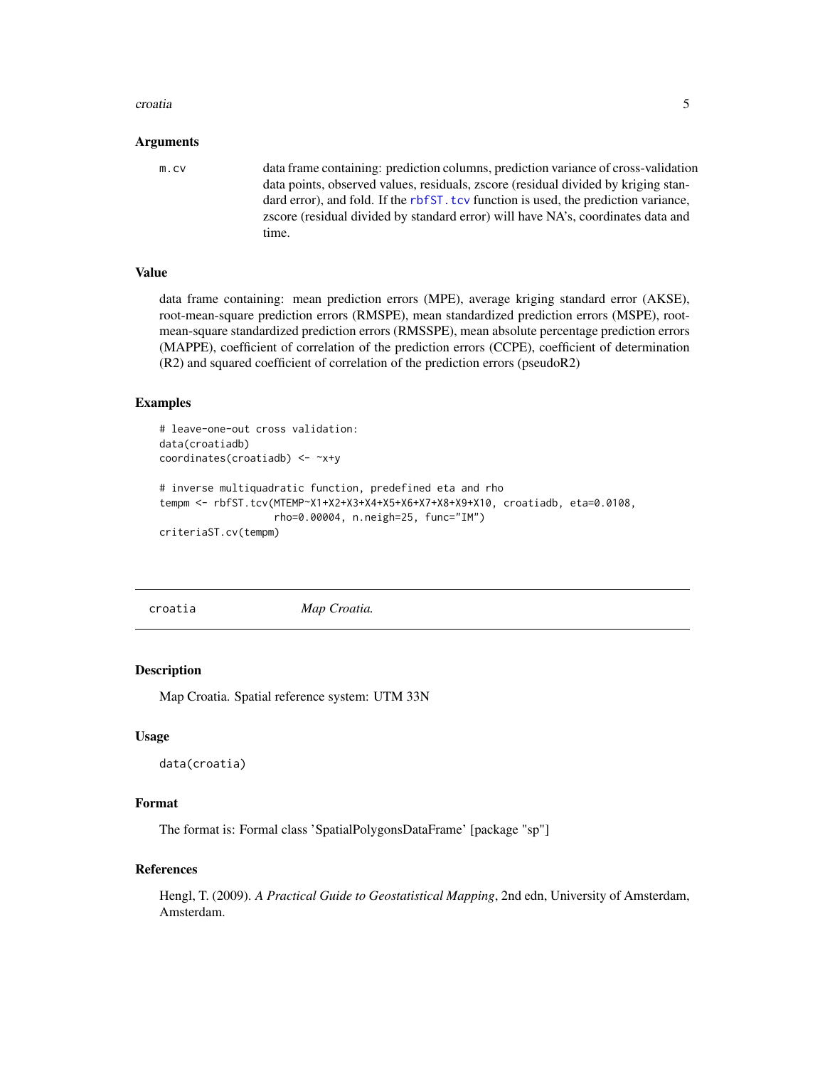### Arguments

m.cv data frame containing: prediction columns, prediction variance of cross-validation data points, observed values, residuals, zscore (residual divided by kriging standard error), and fold. If the rbfST.tcv function is used, the prediction variance, zscore (residual divided by standard error) will have NA's, coordinates data and time.

### Value

data frame containing: mean prediction errors (MPE), average kriging standard error (AKSE), root-mean-square prediction errors (RMSPE), mean standardized prediction errors (MSPE), root-mean-square standardized prediction errors (RMSSPE), mean absolute percentage prediction errors (MAPPE), coefficient of correlation of the prediction errors (CCPE), coefficient of determination (R2) and squared coefficient of correlation of the prediction errors (pseudoR2)

### Examples

```
# leave-one-out cross validation:
data(croatiadb)
coordinates(croatiadb) <- ~x+y

# inverse multiquadratic function, predefined eta and rho
tempm <- rbfST.tcv(MTEMP~X1+X2+X3+X4+X5+X6+X7+X8+X9+X10, croatiadb, eta=0.0108,
                   rho=0.00004, n.neigh=25, func="IM")
criteriaST.cv(tempm)
```

---

## croatia *Map Croatia.*

### Description

Map Croatia. Spatial reference system: UTM 33N

### Usage

```
data(croatia)
```

### Format

The format is: Formal class 'SpatialPolygonsDataFrame' [package "sp"]

### References

Hengl, T. (2009). *A Practical Guide to Geostatistical Mapping*, 2nd edn, University of Amsterdam, Amsterdam.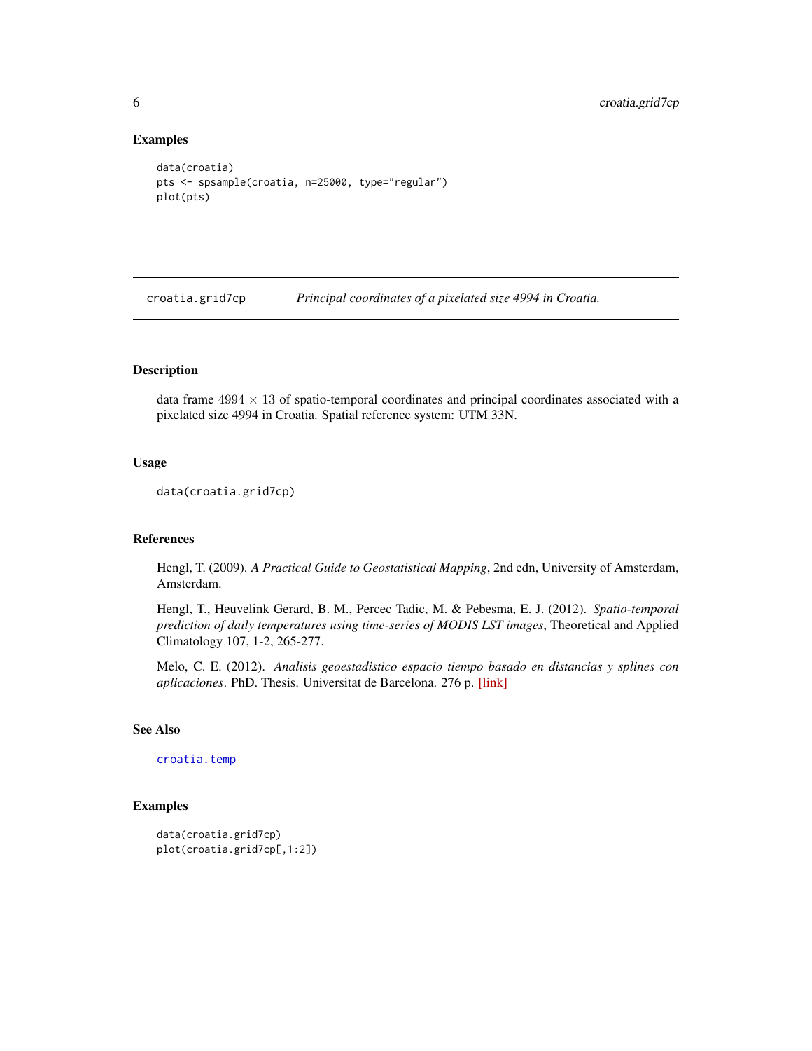## Examples

```
data(croatia)
pts <- spsample(croatia, n=25000, type="regular")
plot(pts)
```

---

croatia.grid7cp    *Principal coordinates of a pixelated size 4994 in Croatia.*

---

## Description

data frame $4994 \times 13$ of spatio-temporal coordinates and principal coordinates associated with a pixelated size 4994 in Croatia. Spatial reference system: UTM 33N.

## Usage

```
data(croatia.grid7cp)
```

## References

Hengl, T. (2009). *A Practical Guide to Geostatistical Mapping*, 2nd edn, University of Amsterdam, Amsterdam.

Hengl, T., Heuvelink Gerard, B. M., Percec Tadic, M. & Pebesma, E. J. (2012). *Spatio-temporal prediction of daily temperatures using time-series of MODIS LST images*, Theoretical and Applied Climatology 107, 1-2, 265-277.

Melo, C. E. (2012). *Analisis geoestadistico espacio tiempo basado en distancias y splines con aplicaciones*. PhD. Thesis. Universitat de Barcelona. 276 p. [link]

## See Also

croatia.temp

## Examples

```
data(croatia.grid7cp)
plot(croatia.grid7cp[,1:2])
```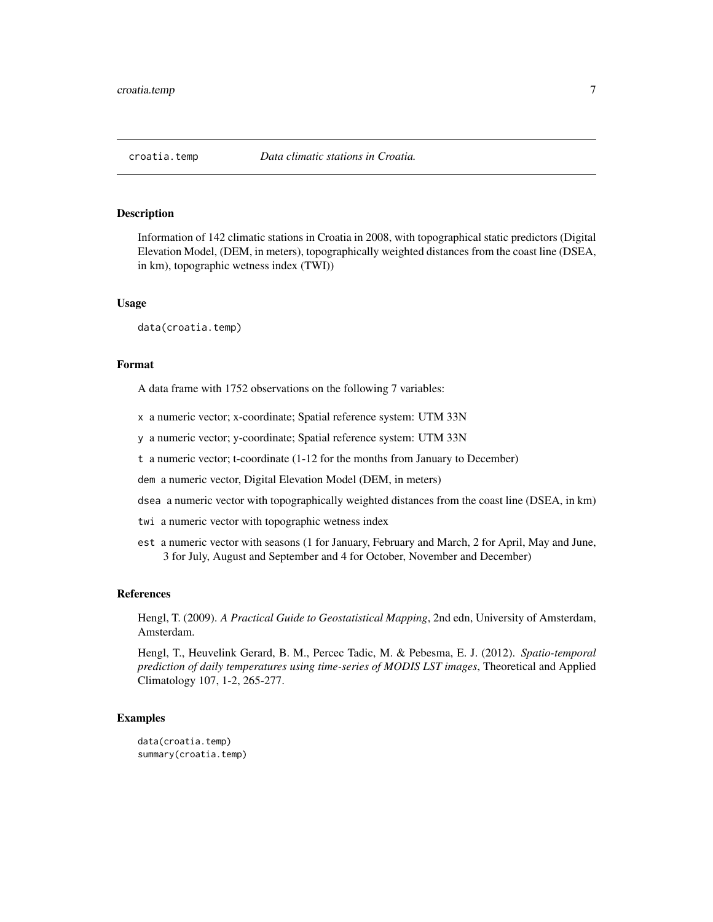## croatia.temp — *Data climatic stations in Croatia.*

### Description

Information of 142 climatic stations in Croatia in 2008, with topographical static predictors (Digital Elevation Model, (DEM, in meters), topographically weighted distances from the coast line (DSEA, in km), topographic wetness index (TWI))

### Usage

```
data(croatia.temp)
```

### Format

A data frame with 1752 observations on the following 7 variables:

- `x` a numeric vector; x-coordinate; Spatial reference system: UTM 33N
- `y` a numeric vector; y-coordinate; Spatial reference system: UTM 33N
- `t` a numeric vector; t-coordinate (1-12 for the months from January to December)
- `dem` a numeric vector, Digital Elevation Model (DEM, in meters)
- `dsea` a numeric vector with topographically weighted distances from the coast line (DSEA, in km)
- `twi` a numeric vector with topographic wetness index
- `est` a numeric vector with seasons (1 for January, February and March, 2 for April, May and June, 3 for July, August and September and 4 for October, November and December)

### References

Hengl, T. (2009). *A Practical Guide to Geostatistical Mapping*, 2nd edn, University of Amsterdam, Amsterdam.

Hengl, T., Heuvelink Gerard, B. M., Percec Tadic, M. & Pebesma, E. J. (2012). *Spatio-temporal prediction of daily temperatures using time-series of MODIS LST images*, Theoretical and Applied Climatology 107, 1-2, 265-277.

### Examples

```
data(croatia.temp)
summary(croatia.temp)
```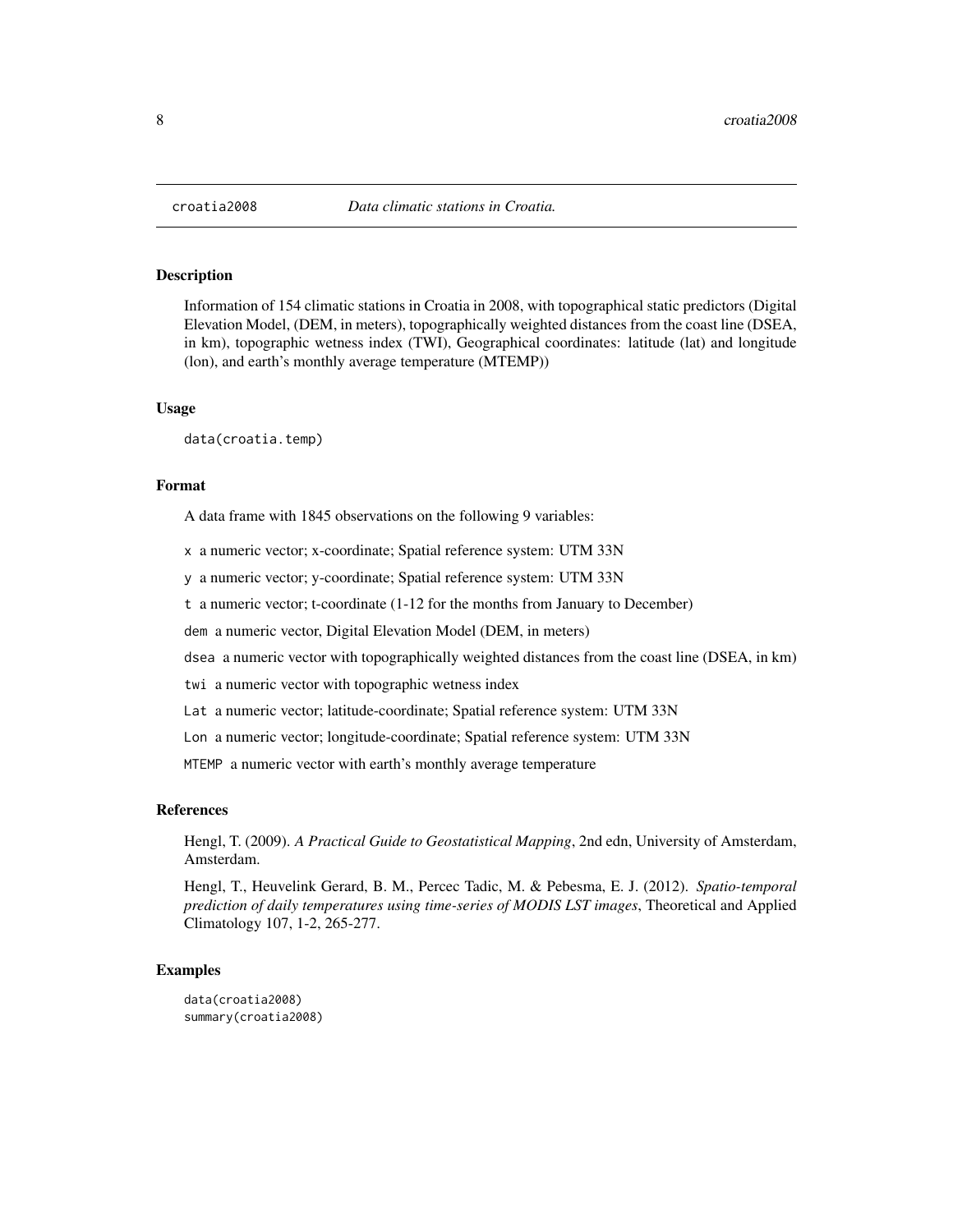# croatia2008 — *Data climatic stations in Croatia.*

## Description

Information of 154 climatic stations in Croatia in 2008, with topographical static predictors (Digital Elevation Model, (DEM, in meters), topographically weighted distances from the coast line (DSEA, in km), topographic wetness index (TWI), Geographical coordinates: latitude (lat) and longitude (lon), and earth's monthly average temperature (MTEMP))

## Usage

```
data(croatia.temp)
```

## Format

A data frame with 1845 observations on the following 9 variables:

- `x` a numeric vector; x-coordinate; Spatial reference system: UTM 33N
- `y` a numeric vector; y-coordinate; Spatial reference system: UTM 33N
- `t` a numeric vector; t-coordinate (1-12 for the months from January to December)
- `dem` a numeric vector, Digital Elevation Model (DEM, in meters)
- `dsea` a numeric vector with topographically weighted distances from the coast line (DSEA, in km)
- `twi` a numeric vector with topographic wetness index
- `Lat` a numeric vector; latitude-coordinate; Spatial reference system: UTM 33N
- `Lon` a numeric vector; longitude-coordinate; Spatial reference system: UTM 33N
- `MTEMP` a numeric vector with earth's monthly average temperature

## References

Hengl, T. (2009). *A Practical Guide to Geostatistical Mapping*, 2nd edn, University of Amsterdam, Amsterdam.

Hengl, T., Heuvelink Gerard, B. M., Percec Tadic, M. & Pebesma, E. J. (2012). *Spatio-temporal prediction of daily temperatures using time-series of MODIS LST images*, Theoretical and Applied Climatology 107, 1-2, 265-277.

## Examples

```
data(croatia2008)
summary(croatia2008)
```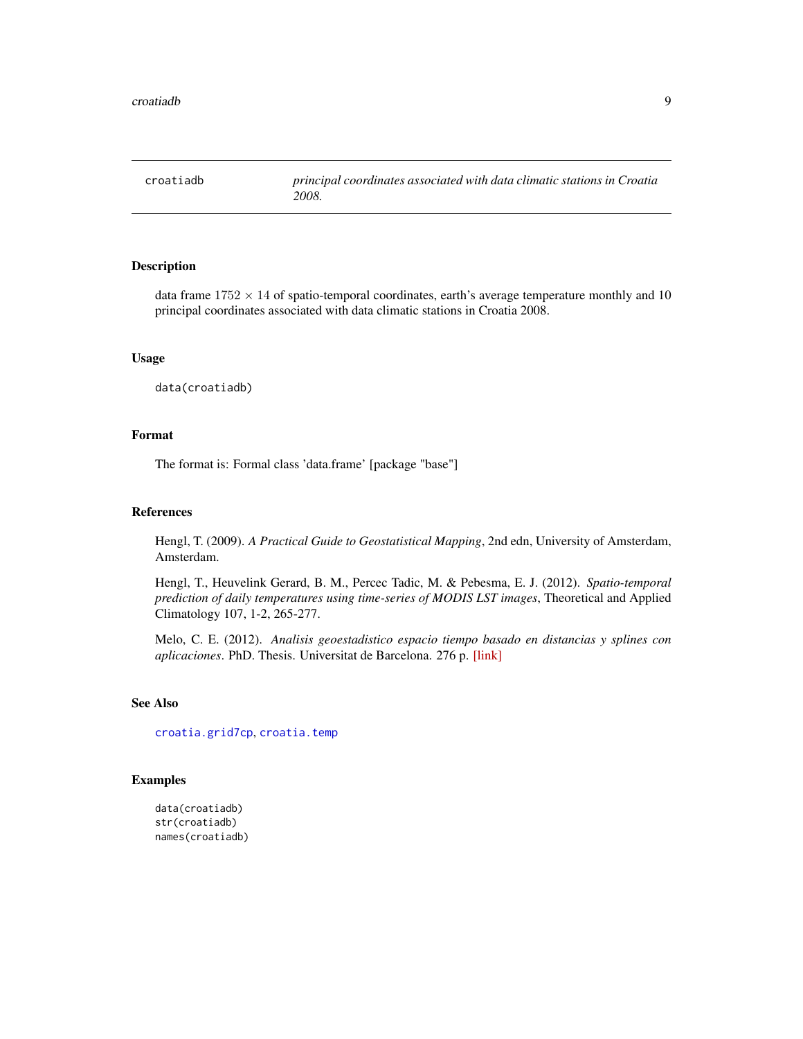# croatiadb

*principal coordinates associated with data climatic stations in Croatia 2008.*

## Description

data frame $1752 \times 14$ of spatio-temporal coordinates, earth's average temperature monthly and 10 principal coordinates associated with data climatic stations in Croatia 2008.

## Usage

```
data(croatiadb)
```

## Format

The format is: Formal class 'data.frame' [package "base"]

## References

Hengl, T. (2009). *A Practical Guide to Geostatistical Mapping*, 2nd edn, University of Amsterdam, Amsterdam.

Hengl, T., Heuvelink Gerard, B. M., Percec Tadic, M. & Pebesma, E. J. (2012). *Spatio-temporal prediction of daily temperatures using time-series of MODIS LST images*, Theoretical and Applied Climatology 107, 1-2, 265-277.

Melo, C. E. (2012). *Analisis geoestadistico espacio tiempo basado en distancias y splines con aplicaciones*. PhD. Thesis. Universitat de Barcelona. 276 p. [link]

## See Also

croatia.grid7cp, croatia.temp

## Examples

```
data(croatiadb)
str(croatiadb)
names(croatiadb)
```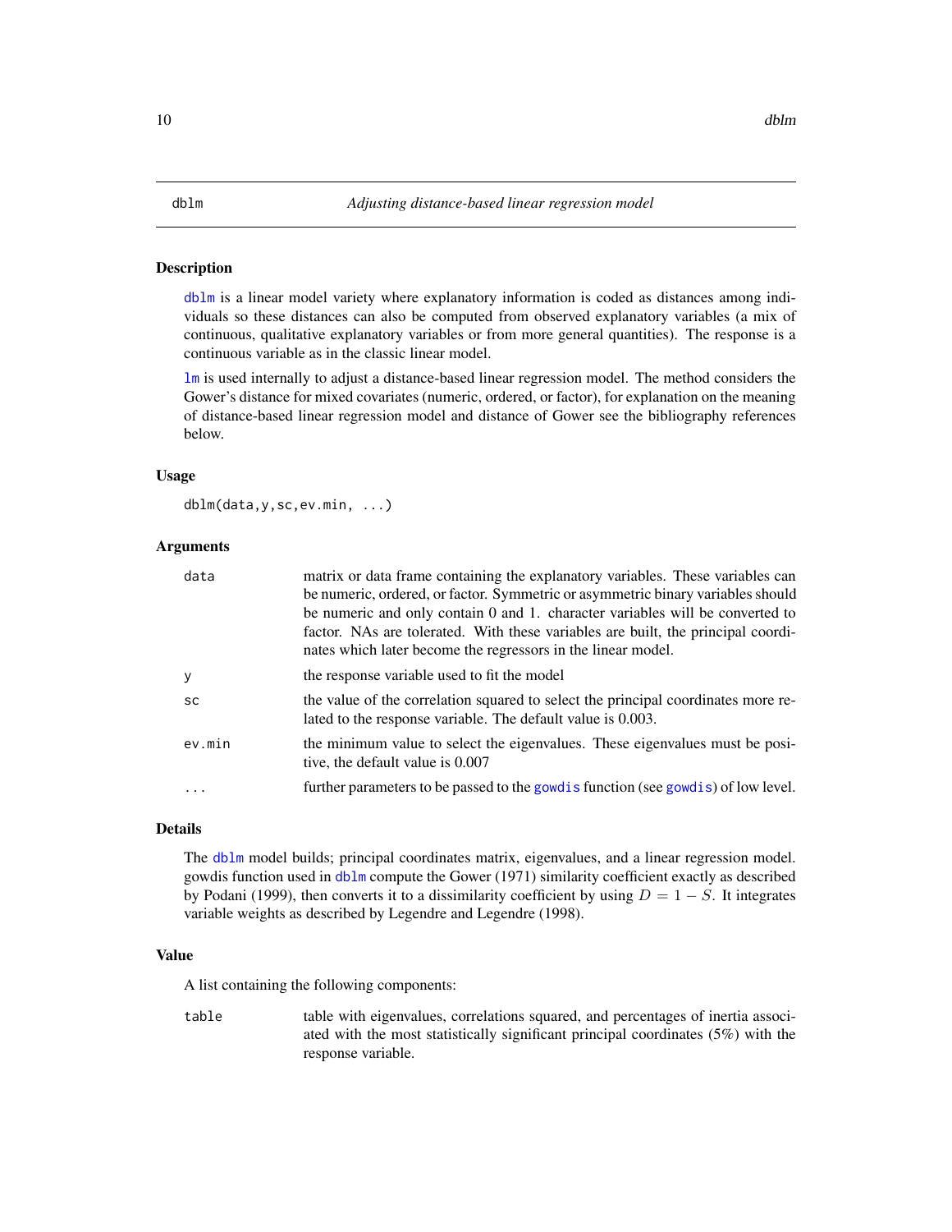# dblm — *Adjusting distance-based linear regression model*

## Description

dblm is a linear model variety where explanatory information is coded as distances among individuals so these distances can also be computed from observed explanatory variables (a mix of continuous, qualitative explanatory variables or from more general quantities). The response is a continuous variable as in the classic linear model.

lm is used internally to adjust a distance-based linear regression model. The method considers the Gower's distance for mixed covariates (numeric, ordered, or factor), for explanation on the meaning of distance-based linear regression model and distance of Gower see the bibliography references below.

## Usage

```
dblm(data,y,sc,ev.min, ...)
```

## Arguments

| Argument | Description |
|---|---|
| data | matrix or data frame containing the explanatory variables. These variables can be numeric, ordered, or factor. Symmetric or asymmetric binary variables should be numeric and only contain 0 and 1. character variables will be converted to factor. NAs are tolerated. With these variables are built, the principal coordinates which later become the regressors in the linear model. |
| y | the response variable used to fit the model |
| sc | the value of the correlation squared to select the principal coordinates more related to the response variable. The default value is 0.003. |
| ev.min | the minimum value to select the eigenvalues. These eigenvalues must be positive, the default value is 0.007 |
| ... | further parameters to be passed to the gowdis function (see gowdis) of low level. |

## Details

The dblm model builds; principal coordinates matrix, eigenvalues, and a linear regression model. gowdis function used in dblm compute the Gower (1971) similarity coefficient exactly as described by Podani (1999), then converts it to a dissimilarity coefficient by using $D = 1 - S$. It integrates variable weights as described by Legendre and Legendre (1998).

## Value

A list containing the following components:

| Component | Description |
|---|---|
| table | table with eigenvalues, correlations squared, and percentages of inertia associated with the most statistically significant principal coordinates (5%) with the response variable. |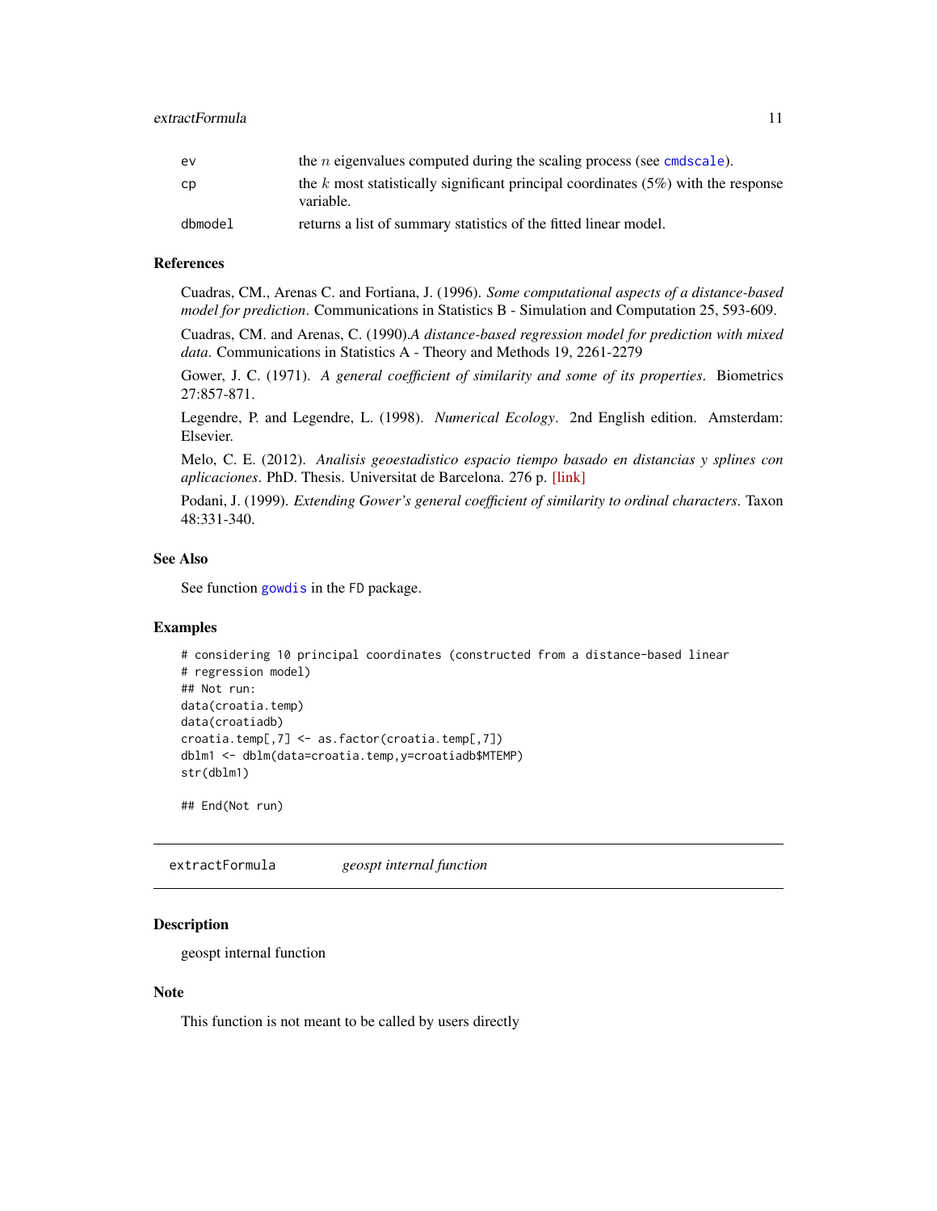| | |
|---|---|
| ev | the $n$ eigenvalues computed during the scaling process (see cmdscale). |
| cp | the $k$ most statistically significant principal coordinates (5%) with the response variable. |
| dbmodel | returns a list of summary statistics of the fitted linear model. |

### References

Cuadras, CM., Arenas C. and Fortiana, J. (1996). *Some computational aspects of a distance-based model for prediction*. Communications in Statistics B - Simulation and Computation 25, 593-609.

Cuadras, CM. and Arenas, C. (1990).*A distance-based regression model for prediction with mixed data*. Communications in Statistics A - Theory and Methods 19, 2261-2279

Gower, J. C. (1971). *A general coefficient of similarity and some of its properties*. Biometrics 27:857-871.

Legendre, P. and Legendre, L. (1998). *Numerical Ecology*. 2nd English edition. Amsterdam: Elsevier.

Melo, C. E. (2012). *Analisis geoestadistico espacio tiempo basado en distancias y splines con aplicaciones*. PhD. Thesis. Universitat de Barcelona. 276 p. [link]

Podani, J. (1999). *Extending Gower's general coefficient of similarity to ordinal characters*. Taxon 48:331-340.

### See Also

See function gowdis in the FD package.

### Examples

```
# considering 10 principal coordinates (constructed from a distance-based linear
# regression model)
## Not run:
data(croatia.temp)
data(croatiadb)
croatia.temp[,7] <- as.factor(croatia.temp[,7])
dblm1 <- dblm(data=croatia.temp,y=croatiadb$MTEMP)
str(dblm1)

## End(Not run)
```

---

## extractFormula *geospt internal function*

### Description

geospt internal function

### Note

This function is not meant to be called by users directly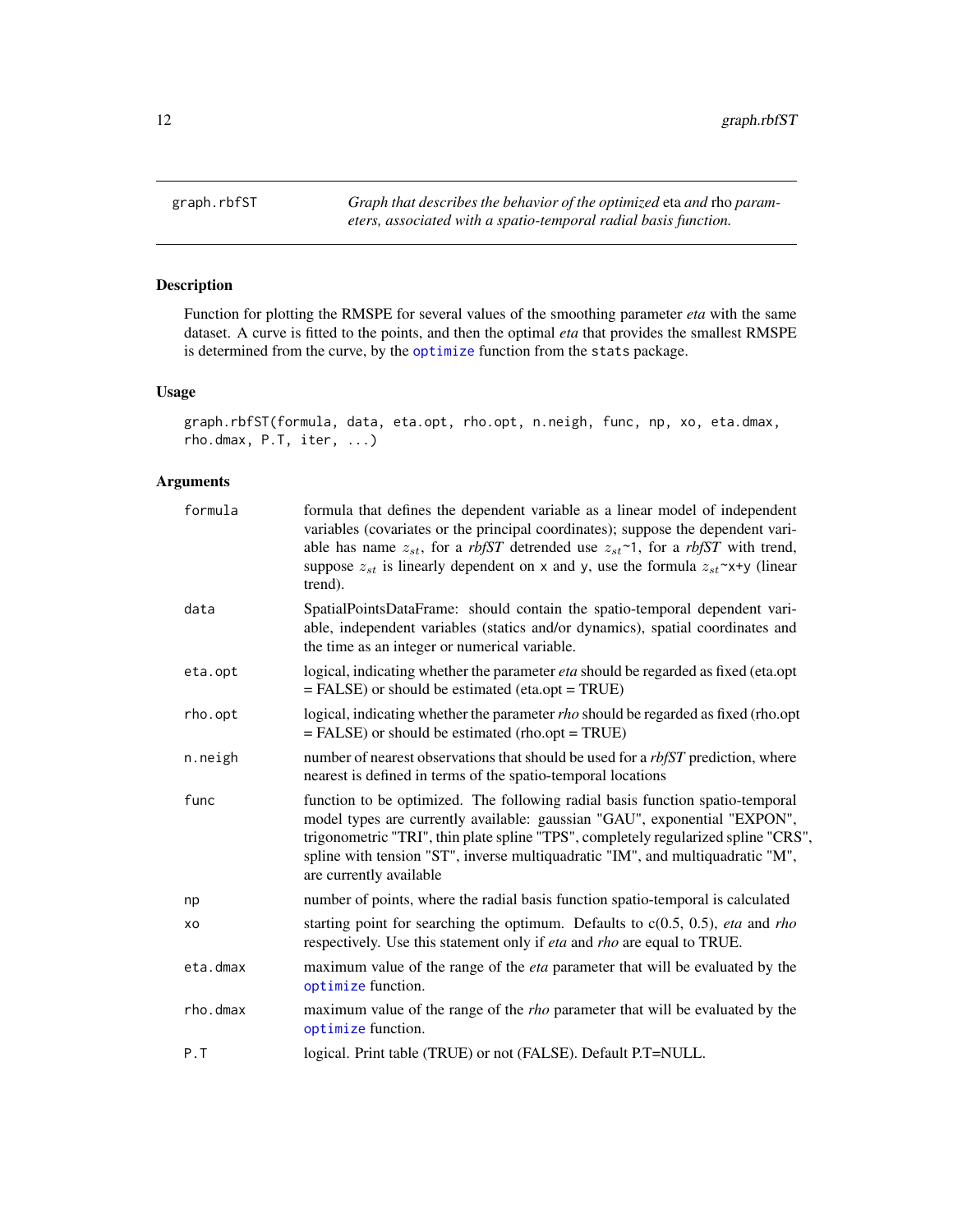graph.rbfST — *Graph that describes the behavior of the optimized* eta *and* rho *parameters, associated with a spatio-temporal radial basis function.*

## Description

Function for plotting the RMSPE for several values of the smoothing parameter *eta* with the same dataset. A curve is fitted to the points, and then the optimal *eta* that provides the smallest RMSPE is determined from the curve, by the `optimize` function from the `stats` package.

## Usage

```
graph.rbfST(formula, data, eta.opt, rho.opt, n.neigh, func, np, xo, eta.dmax,
rho.dmax, P.T, iter, ...)
```

## Arguments

| | |
|---|---|
| `formula` | formula that defines the dependent variable as a linear model of independent variables (covariates or the principal coordinates); suppose the dependent variable has name $z_{st}$, for a *rbfST* detrended use $z_{st}$~1, for a *rbfST* with trend, suppose $z_{st}$ is linearly dependent on x and y, use the formula $z_{st}$~x+y (linear trend). |
| `data` | SpatialPointsDataFrame: should contain the spatio-temporal dependent variable, independent variables (statics and/or dynamics), spatial coordinates and the time as an integer or numerical variable. |
| `eta.opt` | logical, indicating whether the parameter *eta* should be regarded as fixed (eta.opt = FALSE) or should be estimated (eta.opt = TRUE) |
| `rho.opt` | logical, indicating whether the parameter *rho* should be regarded as fixed (rho.opt = FALSE) or should be estimated (rho.opt = TRUE) |
| `n.neigh` | number of nearest observations that should be used for a *rbfST* prediction, where nearest is defined in terms of the spatio-temporal locations |
| `func` | function to be optimized. The following radial basis function spatio-temporal model types are currently available: gaussian "GAU", exponential "EXPON", trigonometric "TRI", thin plate spline "TPS", completely regularized spline "CRS", spline with tension "ST", inverse multiquadratic "IM", and multiquadratic "M", are currently available |
| `np` | number of points, where the radial basis function spatio-temporal is calculated |
| `xo` | starting point for searching the optimum. Defaults to c(0.5, 0.5), *eta* and *rho* respectively. Use this statement only if *eta* and *rho* are equal to TRUE. |
| `eta.dmax` | maximum value of the range of the *eta* parameter that will be evaluated by the `optimize` function. |
| `rho.dmax` | maximum value of the range of the *rho* parameter that will be evaluated by the `optimize` function. |
| `P.T` | logical. Print table (TRUE) or not (FALSE). Default P.T=NULL. |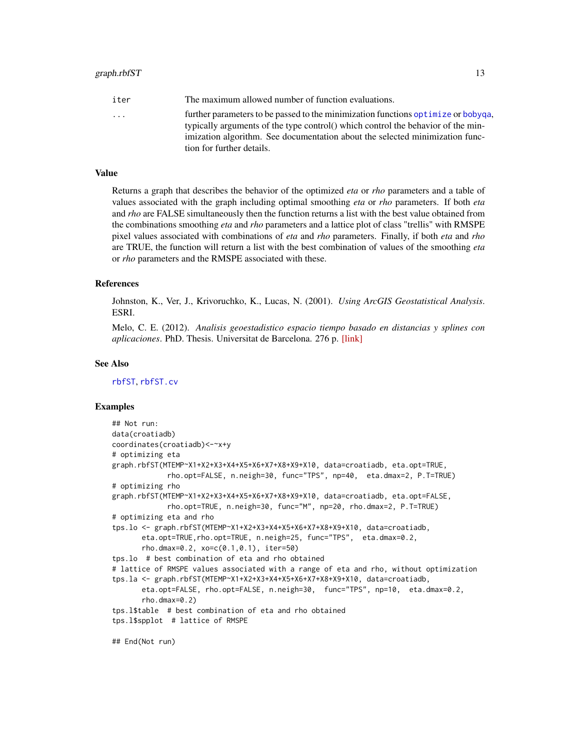| | |
|---|---|
| iter | The maximum allowed number of function evaluations. |
| ... | further parameters to be passed to the minimization functions optimize or bobyqa, typically arguments of the type control() which control the behavior of the minimization algorithm. See documentation about the selected minimization function for further details. |

## Value

Returns a graph that describes the behavior of the optimized *eta* or *rho* parameters and a table of values associated with the graph including optimal smoothing *eta* or *rho* parameters. If both *eta* and *rho* are FALSE simultaneously then the function returns a list with the best value obtained from the combinations smoothing *eta* and *rho* parameters and a lattice plot of class "trellis" with RMSPE pixel values associated with combinations of *eta* and *rho* parameters. Finally, if both *eta* and *rho* are TRUE, the function will return a list with the best combination of values of the smoothing *eta* or *rho* parameters and the RMSPE associated with these.

## References

Johnston, K., Ver, J., Krivoruchko, K., Lucas, N. (2001). *Using ArcGIS Geostatistical Analysis*. ESRI.

Melo, C. E. (2012). *Analisis geoestadistico espacio tiempo basado en distancias y splines con aplicaciones*. PhD. Thesis. Universitat de Barcelona. 276 p. [link]

## See Also

rbfST, rbfST.cv

## Examples

```
## Not run:
data(croatiadb)
coordinates(croatiadb)<-~x+y
# optimizing eta
graph.rbfST(MTEMP~X1+X2+X3+X4+X5+X6+X7+X8+X9+X10, data=croatiadb, eta.opt=TRUE,
            rho.opt=FALSE, n.neigh=30, func="TPS", np=40,  eta.dmax=2, P.T=TRUE)
# optimizing rho
graph.rbfST(MTEMP~X1+X2+X3+X4+X5+X6+X7+X8+X9+X10, data=croatiadb, eta.opt=FALSE,
            rho.opt=TRUE, n.neigh=30, func="M", np=20, rho.dmax=2, P.T=TRUE)
# optimizing eta and rho
tps.lo <- graph.rbfST(MTEMP~X1+X2+X3+X4+X5+X6+X7+X8+X9+X10, data=croatiadb,
       eta.opt=TRUE,rho.opt=TRUE, n.neigh=25, func="TPS",  eta.dmax=0.2,
       rho.dmax=0.2, xo=c(0.1,0.1), iter=50)
tps.lo  # best combination of eta and rho obtained
# lattice of RMSPE values associated with a range of eta and rho, without optimization
tps.la <- graph.rbfST(MTEMP~X1+X2+X3+X4+X5+X6+X7+X8+X9+X10, data=croatiadb,
       eta.opt=FALSE, rho.opt=FALSE, n.neigh=30,  func="TPS", np=10,  eta.dmax=0.2,
       rho.dmax=0.2)
tps.l$table  # best combination of eta and rho obtained
tps.l$spplot  # lattice of RMSPE

## End(Not run)
```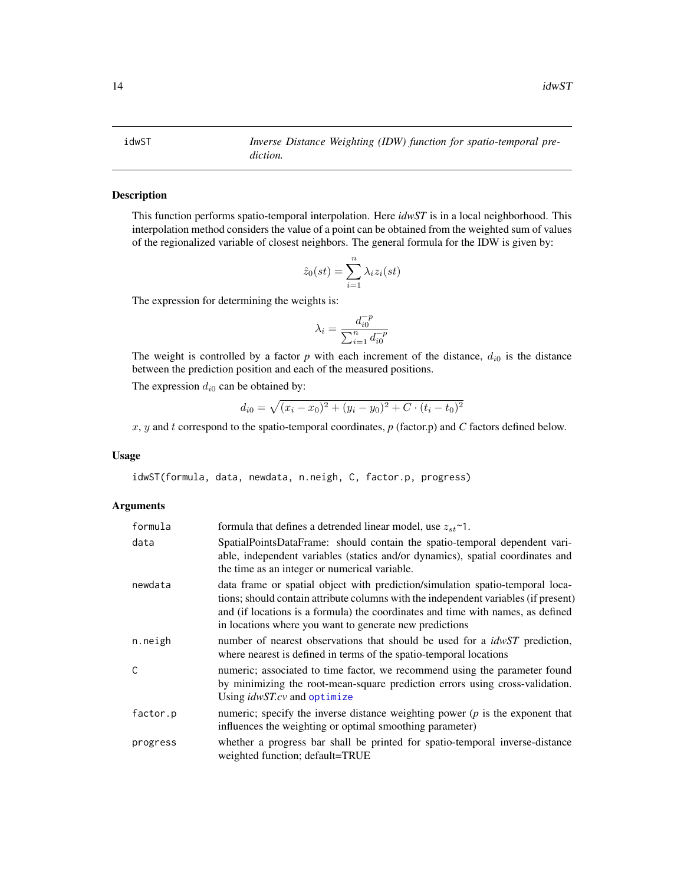idwST — *Inverse Distance Weighting (IDW) function for spatio-temporal prediction.*

## Description

This function performs spatio-temporal interpolation. Here *idwST* is in a local neighborhood. This interpolation method considers the value of a point can be obtained from the weighted sum of values of the regionalized variable of closest neighbors. The general formula for the IDW is given by:

$$\hat{z}_0(st) = \sum_{i=1}^{n} \lambda_i z_i(st)$$

The expression for determining the weights is:

$$\lambda_i = \frac{d_{i0}^{-p}}{\sum_{i=1}^{n} d_{i0}^{-p}}$$

The weight is controlled by a factor *p* with each increment of the distance, $d_{i0}$ is the distance between the prediction position and each of the measured positions.

The expression $d_{i0}$ can be obtained by:

$$d_{i0} = \sqrt{(x_i - x_0)^2 + (y_i - y_0)^2 + C \cdot (t_i - t_0)^2}$$

$x$, $y$ and $t$ correspond to the spatio-temporal coordinates, *p* (factor.p) and *C* factors defined below.

## Usage

```
idwST(formula, data, newdata, n.neigh, C, factor.p, progress)
```

## Arguments

| Argument | Description |
|---|---|
| formula | formula that defines a detrended linear model, use $z_{st}$~1. |
| data | SpatialPointsDataFrame: should contain the spatio-temporal dependent variable, independent variables (statics and/or dynamics), spatial coordinates and the time as an integer or numerical variable. |
| newdata | data frame or spatial object with prediction/simulation spatio-temporal locations; should contain attribute columns with the independent variables (if present) and (if locations is a formula) the coordinates and time with names, as defined in locations where you want to generate new predictions |
| n.neigh | number of nearest observations that should be used for a *idwST* prediction, where nearest is defined in terms of the spatio-temporal locations |
| C | numeric; associated to time factor, we recommend using the parameter found by minimizing the root-mean-square prediction errors using cross-validation. Using *idwST.cv* and `optimize` |
| factor.p | numeric; specify the inverse distance weighting power (*p* is the exponent that influences the weighting or optimal smoothing parameter) |
| progress | whether a progress bar shall be printed for spatio-temporal inverse-distance weighted function; default=TRUE |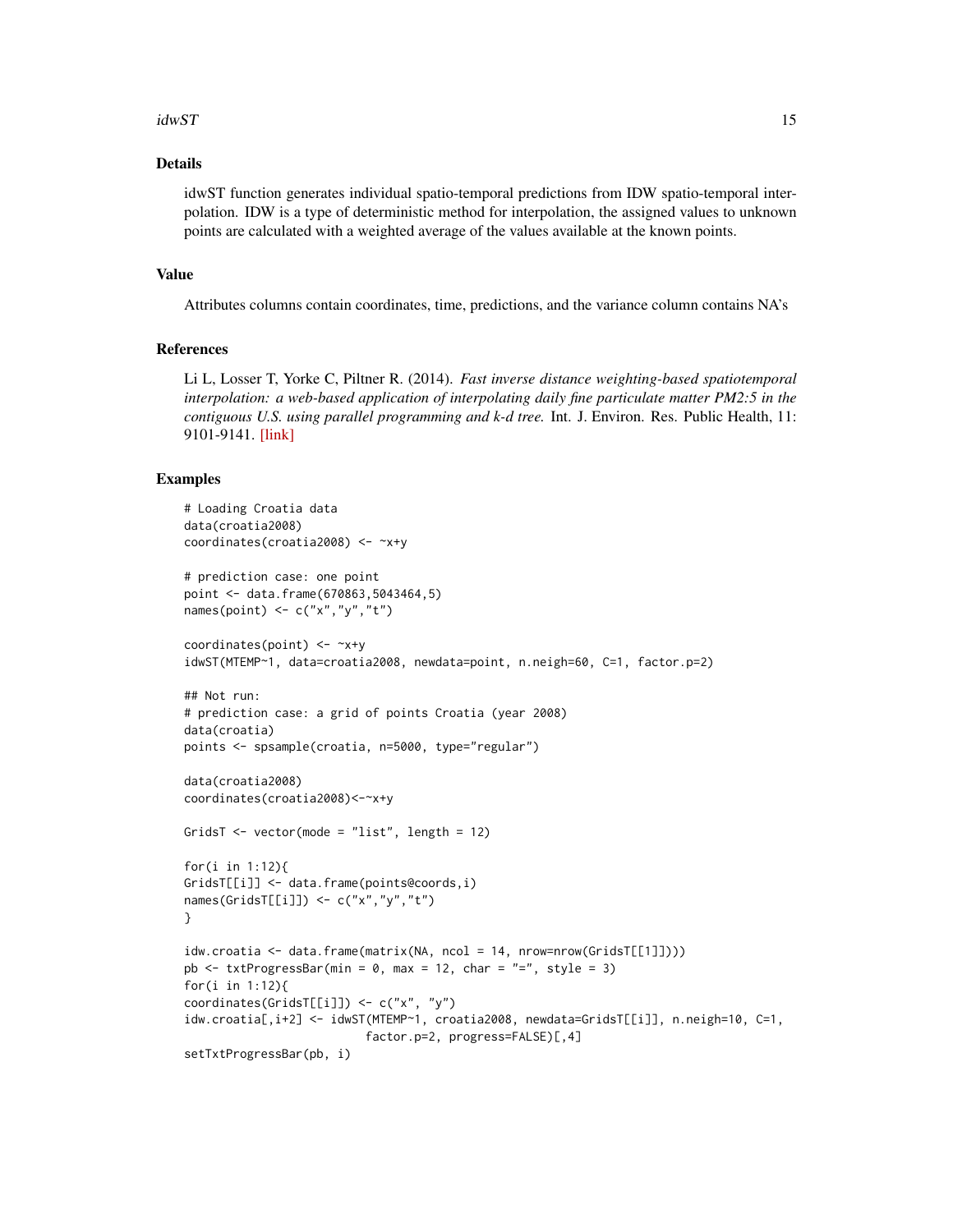## Details

idwST function generates individual spatio-temporal predictions from IDW spatio-temporal interpolation. IDW is a type of deterministic method for interpolation, the assigned values to unknown points are calculated with a weighted average of the values available at the known points.

## Value

Attributes columns contain coordinates, time, predictions, and the variance column contains NA's

## References

Li L, Losser T, Yorke C, Piltner R. (2014). *Fast inverse distance weighting-based spatiotemporal interpolation: a web-based application of interpolating daily fine particulate matter PM2:5 in the contiguous U.S. using parallel programming and k-d tree.* Int. J. Environ. Res. Public Health, 11: 9101-9141. [link]

## Examples

```
# Loading Croatia data
data(croatia2008)
coordinates(croatia2008) <- ~x+y

# prediction case: one point
point <- data.frame(670863,5043464,5)
names(point) <- c("x","y","t")

coordinates(point) <- ~x+y
idwST(MTEMP~1, data=croatia2008, newdata=point, n.neigh=60, C=1, factor.p=2)

## Not run:
# prediction case: a grid of points Croatia (year 2008)
data(croatia)
points <- spsample(croatia, n=5000, type="regular")

data(croatia2008)
coordinates(croatia2008)<-~x+y

GridsT <- vector(mode = "list", length = 12)

for(i in 1:12){
GridsT[[i]] <- data.frame(points@coords,i)
names(GridsT[[i]]) <- c("x","y","t")
}

idw.croatia <- data.frame(matrix(NA, ncol = 14, nrow=nrow(GridsT[[1]])))
pb <- txtProgressBar(min = 0, max = 12, char = "=", style = 3)
for(i in 1:12){
coordinates(GridsT[[i]]) <- c("x", "y")
idw.croatia[,i+2] <- idwST(MTEMP~1, croatia2008, newdata=GridsT[[i]], n.neigh=10, C=1,
                           factor.p=2, progress=FALSE)[,4]
setTxtProgressBar(pb, i)
```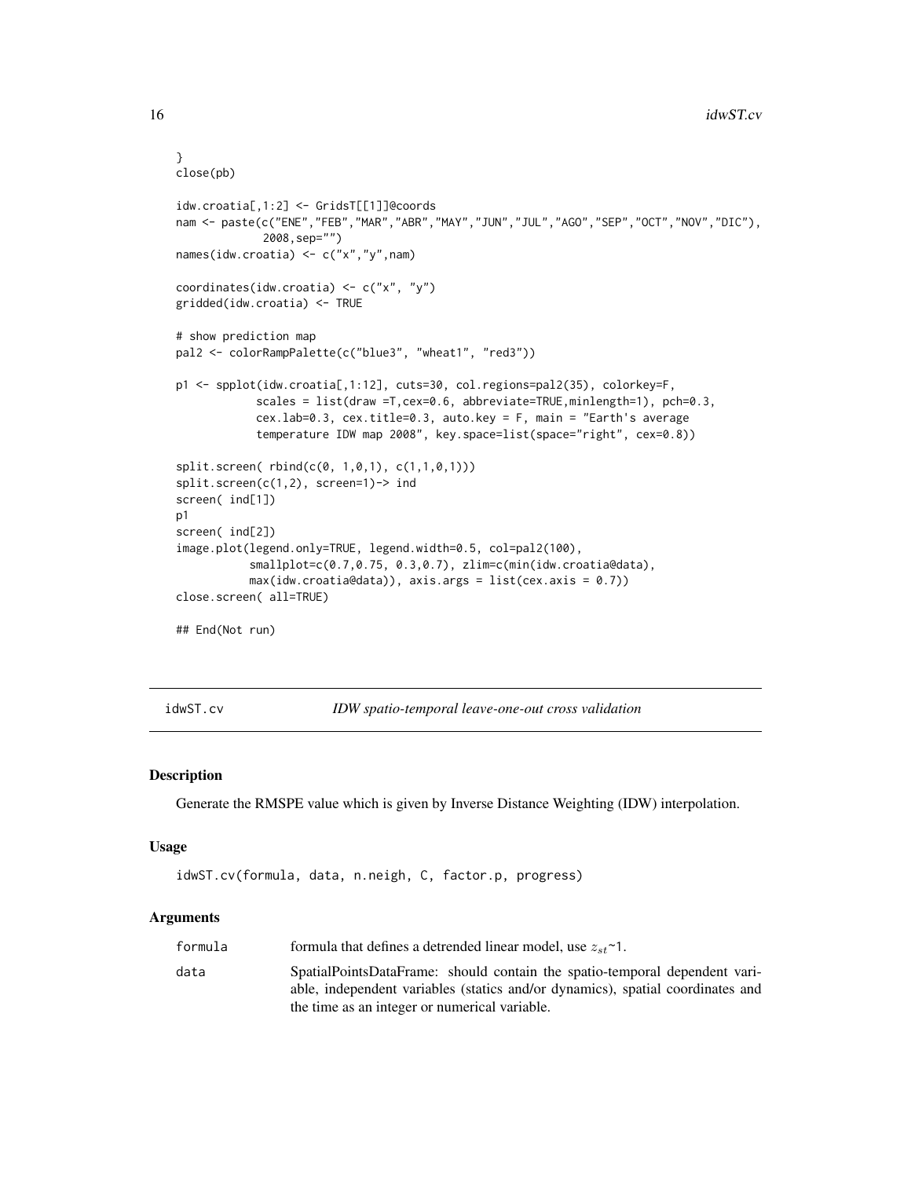```
}
close(pb)

idw.croatia[,1:2] <- GridsT[[1]]@coords
nam <- paste(c("ENE","FEB","MAR","ABR","MAY","JUN","JUL","AGO","SEP","OCT","NOV","DIC"),
             2008,sep="")
names(idw.croatia) <- c("x","y",nam)

coordinates(idw.croatia) <- c("x", "y")
gridded(idw.croatia) <- TRUE

# show prediction map
pal2 <- colorRampPalette(c("blue3", "wheat1", "red3"))

p1 <- spplot(idw.croatia[,1:12], cuts=30, col.regions=pal2(35), colorkey=F,
            scales = list(draw =T,cex=0.6, abbreviate=TRUE,minlength=1), pch=0.3,
            cex.lab=0.3, cex.title=0.3, auto.key = F, main = "Earth's average
            temperature IDW map 2008", key.space=list(space="right", cex=0.8))

split.screen( rbind(c(0, 1,0,1), c(1,1,0,1)))
split.screen(c(1,2), screen=1)-> ind
screen( ind[1])
p1
screen( ind[2])
image.plot(legend.only=TRUE, legend.width=0.5, col=pal2(100),
           smallplot=c(0.7,0.75, 0.3,0.7), zlim=c(min(idw.croatia@data),
           max(idw.croatia@data)), axis.args = list(cex.axis = 0.7))
close.screen( all=TRUE)

## End(Not run)
```

## idwST.cv — *IDW spatio-temporal leave-one-out cross validation*

### Description

Generate the RMSPE value which is given by Inverse Distance Weighting (IDW) interpolation.

### Usage

```
idwST.cv(formula, data, n.neigh, C, factor.p, progress)
```

### Arguments

| | |
|---|---|
| formula | formula that defines a detrended linear model, use $z_{st}$~1. |
| data | SpatialPointsDataFrame: should contain the spatio-temporal dependent variable, independent variables (statics and/or dynamics), spatial coordinates and the time as an integer or numerical variable. |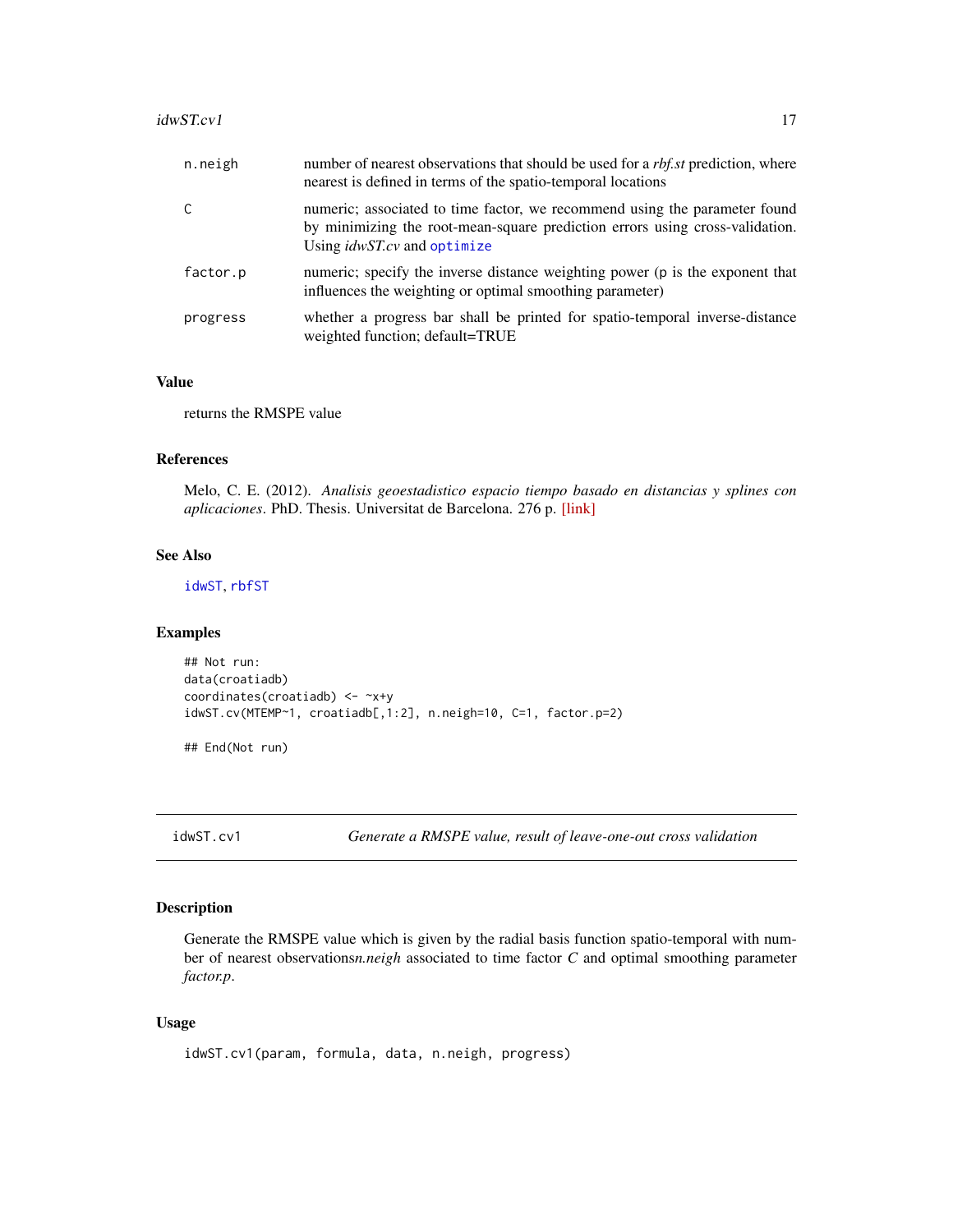| | |
|---|---|
| n.neigh | number of nearest observations that should be used for a *rbf.st* prediction, where nearest is defined in terms of the spatio-temporal locations |
| C | numeric; associated to time factor, we recommend using the parameter found by minimizing the root-mean-square prediction errors using cross-validation. Using *idwST.cv* and optimize |
| factor.p | numeric; specify the inverse distance weighting power (p is the exponent that influences the weighting or optimal smoothing parameter) |
| progress | whether a progress bar shall be printed for spatio-temporal inverse-distance weighted function; default=TRUE |

### Value

returns the RMSPE value

### References

Melo, C. E. (2012). *Analisis geoestadistico espacio tiempo basado en distancias y splines con aplicaciones*. PhD. Thesis. Universitat de Barcelona. 276 p. [link]

### See Also

idwST, rbfST

### Examples

```
## Not run:
data(croatiadb)
coordinates(croatiadb) <- ~x+y
idwST.cv(MTEMP~1, croatiadb[,1:2], n.neigh=10, C=1, factor.p=2)

## End(Not run)
```

## idwST.cv1 — *Generate a RMSPE value, result of leave-one-out cross validation*

### Description

Generate the RMSPE value which is given by the radial basis function spatio-temporal with number of nearest observations*n.neigh* associated to time factor *C* and optimal smoothing parameter *factor.p*.

### Usage

```
idwST.cv1(param, formula, data, n.neigh, progress)
```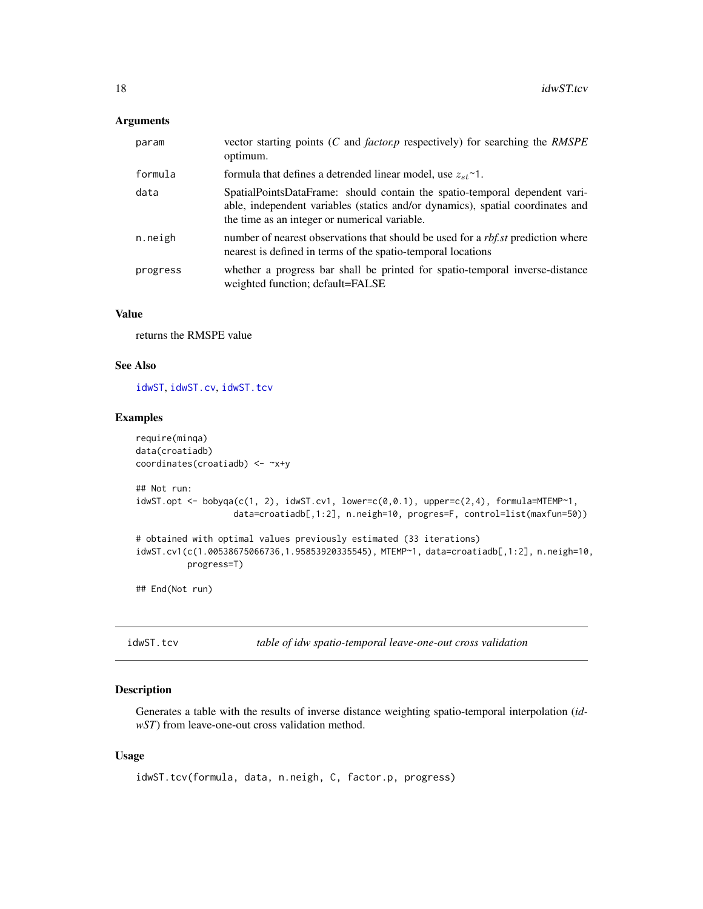## Arguments

| | |
|---|---|
| param | vector starting points (*C* and *factor.p* respectively) for searching the *RMSPE* optimum. |
| formula | formula that defines a detrended linear model, use $z_{st}$~1. |
| data | SpatialPointsDataFrame: should contain the spatio-temporal dependent variable, independent variables (statics and/or dynamics), spatial coordinates and the time as an integer or numerical variable. |
| n.neigh | number of nearest observations that should be used for a *rbf.st* prediction where nearest is defined in terms of the spatio-temporal locations |
| progress | whether a progress bar shall be printed for spatio-temporal inverse-distance weighted function; default=FALSE |

## Value

returns the RMSPE value

## See Also

idwST, idwST.cv, idwST.tcv

## Examples

```
require(minqa)
data(croatiadb)
coordinates(croatiadb) <- ~x+y

## Not run:
idwST.opt <- bobyqa(c(1, 2), idwST.cv1, lower=c(0,0.1), upper=c(2,4), formula=MTEMP~1,
                  data=croatiadb[,1:2], n.neigh=10, progres=F, control=list(maxfun=50))

# obtained with optimal values previously estimated (33 iterations)
idwST.cv1(c(1.00538675066736,1.95853920335545), MTEMP~1, data=croatiadb[,1:2], n.neigh=10,
          progress=T)

## End(Not run)
```

---

# idwST.tcv — *table of idw spatio-temporal leave-one-out cross validation*

## Description

Generates a table with the results of inverse distance weighting spatio-temporal interpolation (*idwST*) from leave-one-out cross validation method.

## Usage

```
idwST.tcv(formula, data, n.neigh, C, factor.p, progress)
```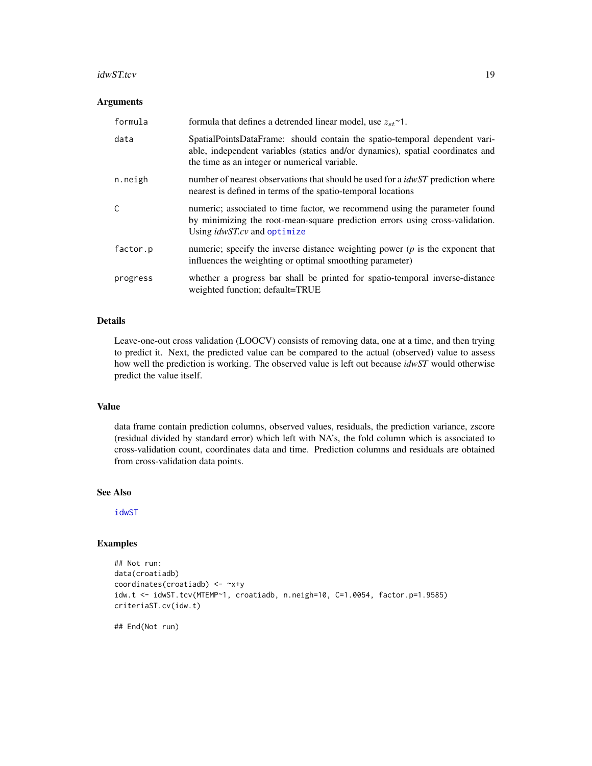## Arguments

| | |
|---|---|
| formula | formula that defines a detrended linear model, use $z_{st}$~1. |
| data | SpatialPointsDataFrame: should contain the spatio-temporal dependent variable, independent variables (statics and/or dynamics), spatial coordinates and the time as an integer or numerical variable. |
| n.neigh | number of nearest observations that should be used for a *idwST* prediction where nearest is defined in terms of the spatio-temporal locations |
| C | numeric; associated to time factor, we recommend using the parameter found by minimizing the root-mean-square prediction errors using cross-validation. Using *idwST.cv* and optimize |
| factor.p | numeric; specify the inverse distance weighting power (*p* is the exponent that influences the weighting or optimal smoothing parameter) |
| progress | whether a progress bar shall be printed for spatio-temporal inverse-distance weighted function; default=TRUE |

## Details

Leave-one-out cross validation (LOOCV) consists of removing data, one at a time, and then trying to predict it. Next, the predicted value can be compared to the actual (observed) value to assess how well the prediction is working. The observed value is left out because *idwST* would otherwise predict the value itself.

## Value

data frame contain prediction columns, observed values, residuals, the prediction variance, zscore (residual divided by standard error) which left with NA's, the fold column which is associated to cross-validation count, coordinates data and time. Prediction columns and residuals are obtained from cross-validation data points.

## See Also

idwST

## Examples

```
## Not run:
data(croatiadb)
coordinates(croatiadb) <- ~x+y
idw.t <- idwST.tcv(MTEMP~1, croatiadb, n.neigh=10, C=1.0054, factor.p=1.9585)
criteriaST.cv(idw.t)

## End(Not run)
```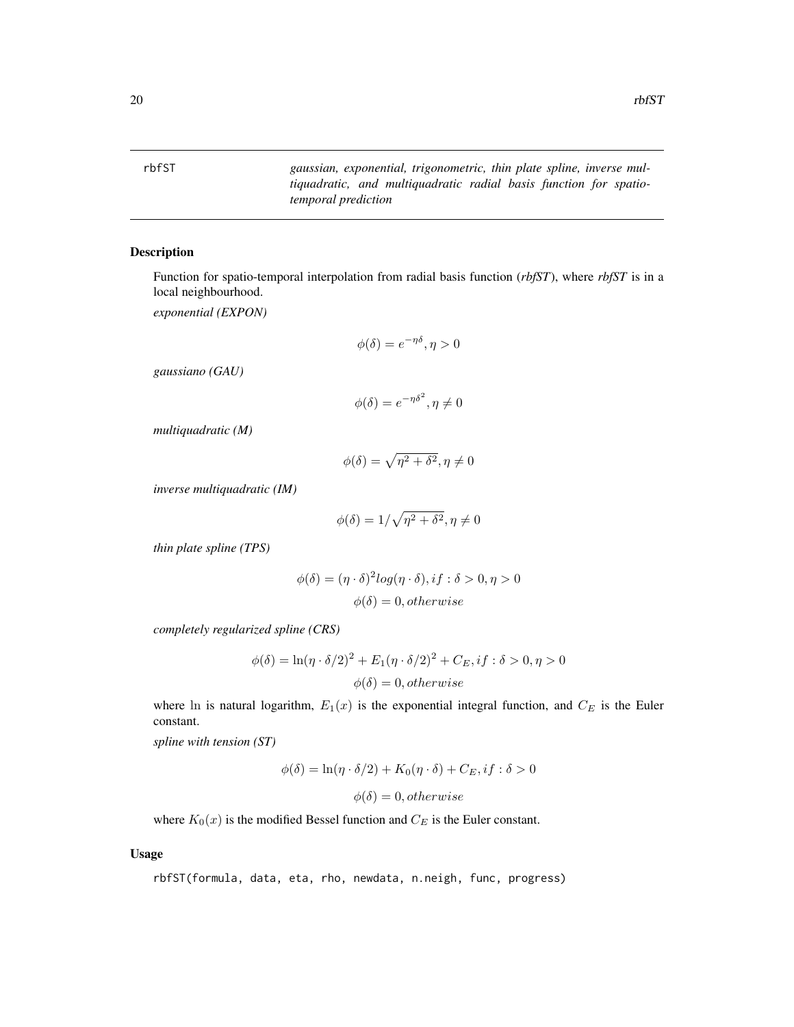rbfST *gaussian, exponential, trigonometric, thin plate spline, inverse multiquadratic, and multiquadratic radial basis function for spatio-temporal prediction*

## Description

Function for spatio-temporal interpolation from radial basis function (*rbfST*), where *rbfST* is in a local neighbourhood.

*exponential (EXPON)*

$$\phi(\delta) = e^{-\eta\delta}, \eta > 0$$

*gaussiano (GAU)*

$$\phi(\delta) = e^{-\eta\delta^2}, \eta \neq 0$$

*multiquadratic (M)*

$$\phi(\delta) = \sqrt{\eta^2 + \delta^2}, \eta \neq 0$$

*inverse multiquadratic (IM)*

$$\phi(\delta) = 1/\sqrt{\eta^2 + \delta^2}, \eta \neq 0$$

*thin plate spline (TPS)*

$$\phi(\delta) = (\eta \cdot \delta)^2 log(\eta \cdot \delta), if : \delta > 0, \eta > 0$$

$$\phi(\delta) = 0, otherwise$$

*completely regularized spline (CRS)*

$$\phi(\delta) = \ln(\eta \cdot \delta/2)^2 + E_1(\eta \cdot \delta/2)^2 + C_E, if : \delta > 0, \eta > 0$$

$$\phi(\delta) = 0, otherwise$$

where $\ln$ is natural logarithm, $E_1(x)$ is the exponential integral function, and $C_E$ is the Euler constant.

*spline with tension (ST)*

$$\phi(\delta) = \ln(\eta \cdot \delta/2) + K_0(\eta \cdot \delta) + C_E, if : \delta > 0$$

$$\phi(\delta) = 0, otherwise$$

where $K_0(x)$ is the modified Bessel function and $C_E$ is the Euler constant.

## Usage

```
rbfST(formula, data, eta, rho, newdata, n.neigh, func, progress)
```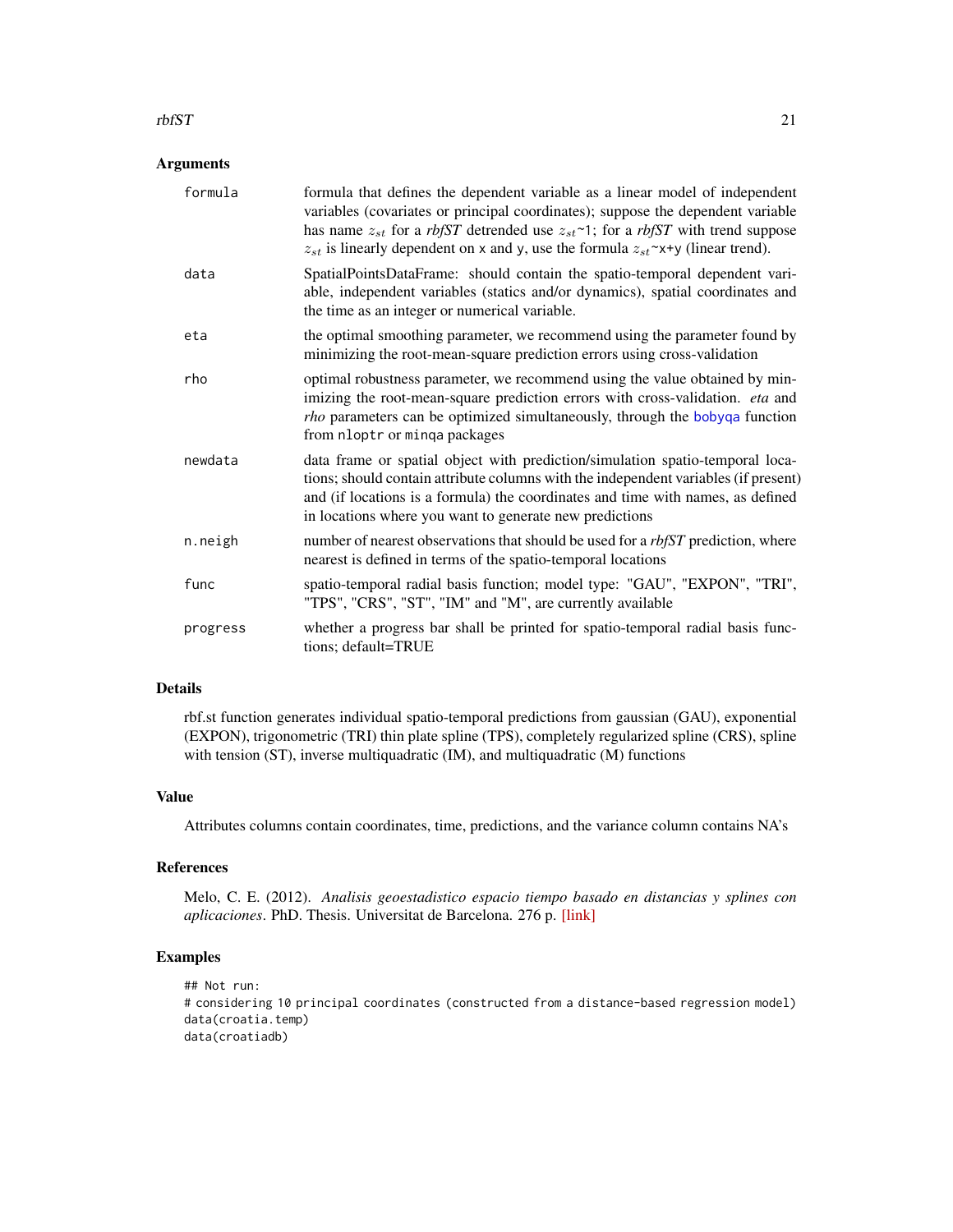## Arguments

| | |
|---|---|
| `formula` | formula that defines the dependent variable as a linear model of independent variables (covariates or principal coordinates); suppose the dependent variable has name $z_{st}$ for a *rbfST* detrended use $z_{st}$~1; for a *rbfST* with trend suppose $z_{st}$ is linearly dependent on x and y, use the formula $z_{st}$~x+y (linear trend). |
| `data` | SpatialPointsDataFrame: should contain the spatio-temporal dependent variable, independent variables (statics and/or dynamics), spatial coordinates and the time as an integer or numerical variable. |
| `eta` | the optimal smoothing parameter, we recommend using the parameter found by minimizing the root-mean-square prediction errors using cross-validation |
| `rho` | optimal robustness parameter, we recommend using the value obtained by minimizing the root-mean-square prediction errors with cross-validation. *eta* and *rho* parameters can be optimized simultaneously, through the bobyqa function from nloptr or minqa packages |
| `newdata` | data frame or spatial object with prediction/simulation spatio-temporal locations; should contain attribute columns with the independent variables (if present) and (if locations is a formula) the coordinates and time with names, as defined in locations where you want to generate new predictions |
| `n.neigh` | number of nearest observations that should be used for a *rbfST* prediction, where nearest is defined in terms of the spatio-temporal locations |
| `func` | spatio-temporal radial basis function; model type: "GAU", "EXPON", "TRI", "TPS", "CRS", "ST", "IM" and "M", are currently available |
| `progress` | whether a progress bar shall be printed for spatio-temporal radial basis functions; default=TRUE |

## Details

rbf.st function generates individual spatio-temporal predictions from gaussian (GAU), exponential (EXPON), trigonometric (TRI) thin plate spline (TPS), completely regularized spline (CRS), spline with tension (ST), inverse multiquadratic (IM), and multiquadratic (M) functions

## Value

Attributes columns contain coordinates, time, predictions, and the variance column contains NA's

## References

Melo, C. E. (2012). *Analisis geoestadistico espacio tiempo basado en distancias y splines con aplicaciones*. PhD. Thesis. Universitat de Barcelona. 276 p. [link]

## Examples

```
## Not run:
# considering 10 principal coordinates (constructed from a distance-based regression model)
data(croatia.temp)
data(croatiadb)
```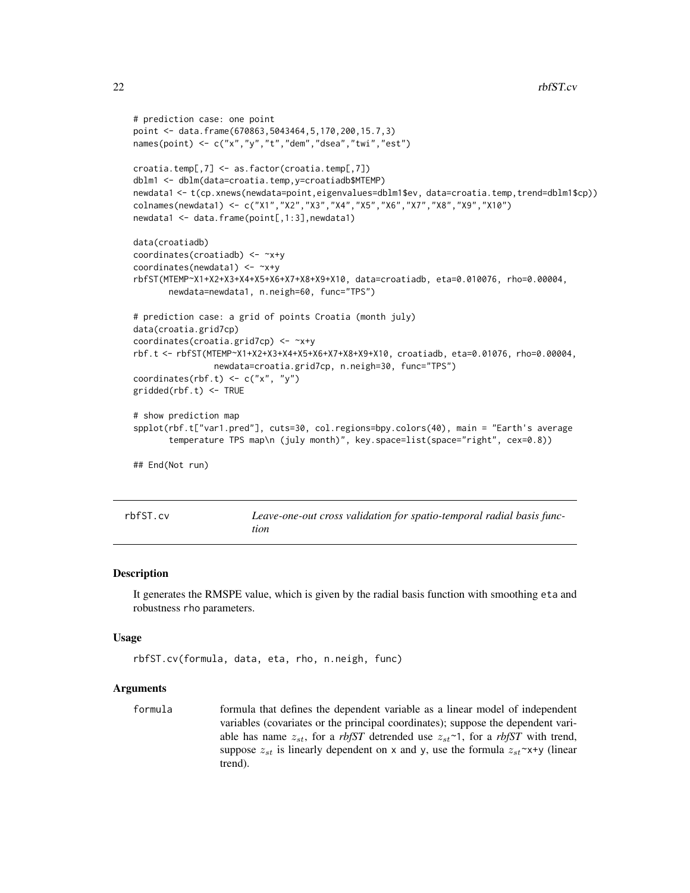```
# prediction case: one point
point <- data.frame(670863,5043464,5,170,200,15.7,3)
names(point) <- c("x","y","t","dem","dsea","twi","est")

croatia.temp[,7] <- as.factor(croatia.temp[,7])
dblm1 <- dblm(data=croatia.temp,y=croatiadb$MTEMP)
newdata1 <- t(cp.xnews(newdata=point,eigenvalues=dblm1$ev, data=croatia.temp,trend=dblm1$cp))
colnames(newdata1) <- c("X1","X2","X3","X4","X5","X6","X7","X8","X9","X10")
newdata1 <- data.frame(point[,1:3],newdata1)

data(croatiadb)
coordinates(croatiadb) <- ~x+y
coordinates(newdata1) <- ~x+y
rbfST(MTEMP~X1+X2+X3+X4+X5+X6+X7+X8+X9+X10, data=croatiadb, eta=0.010076, rho=0.00004,
       newdata=newdata1, n.neigh=60, func="TPS")

# prediction case: a grid of points Croatia (month july)
data(croatia.grid7cp)
coordinates(croatia.grid7cp) <- ~x+y
rbf.t <- rbfST(MTEMP~X1+X2+X3+X4+X5+X6+X7+X8+X9+X10, croatiadb, eta=0.01076, rho=0.00004,
               newdata=croatia.grid7cp, n.neigh=30, func="TPS")
coordinates(rbf.t) <- c("x", "y")
gridded(rbf.t) <- TRUE

# show prediction map
spplot(rbf.t["var1.pred"], cuts=30, col.regions=bpy.colors(40), main = "Earth's average
       temperature TPS map\n (july month)", key.space=list(space="right", cex=0.8))

## End(Not run)
```

## rbfST.cv — *Leave-one-out cross validation for spatio-temporal radial basis function*

### Description

It generates the RMSPE value, which is given by the radial basis function with smoothing `eta` and robustness `rho` parameters.

### Usage

```
rbfST.cv(formula, data, eta, rho, n.neigh, func)
```

### Arguments

`formula` formula that defines the dependent variable as a linear model of independent variables (covariates or the principal coordinates); suppose the dependent variable has name $z_{st}$, for a *rbfST* detrended use $z_{st}$~1, for a *rbfST* with trend, suppose $z_{st}$ is linearly dependent on x and y, use the formula $z_{st}$~x+y (linear trend).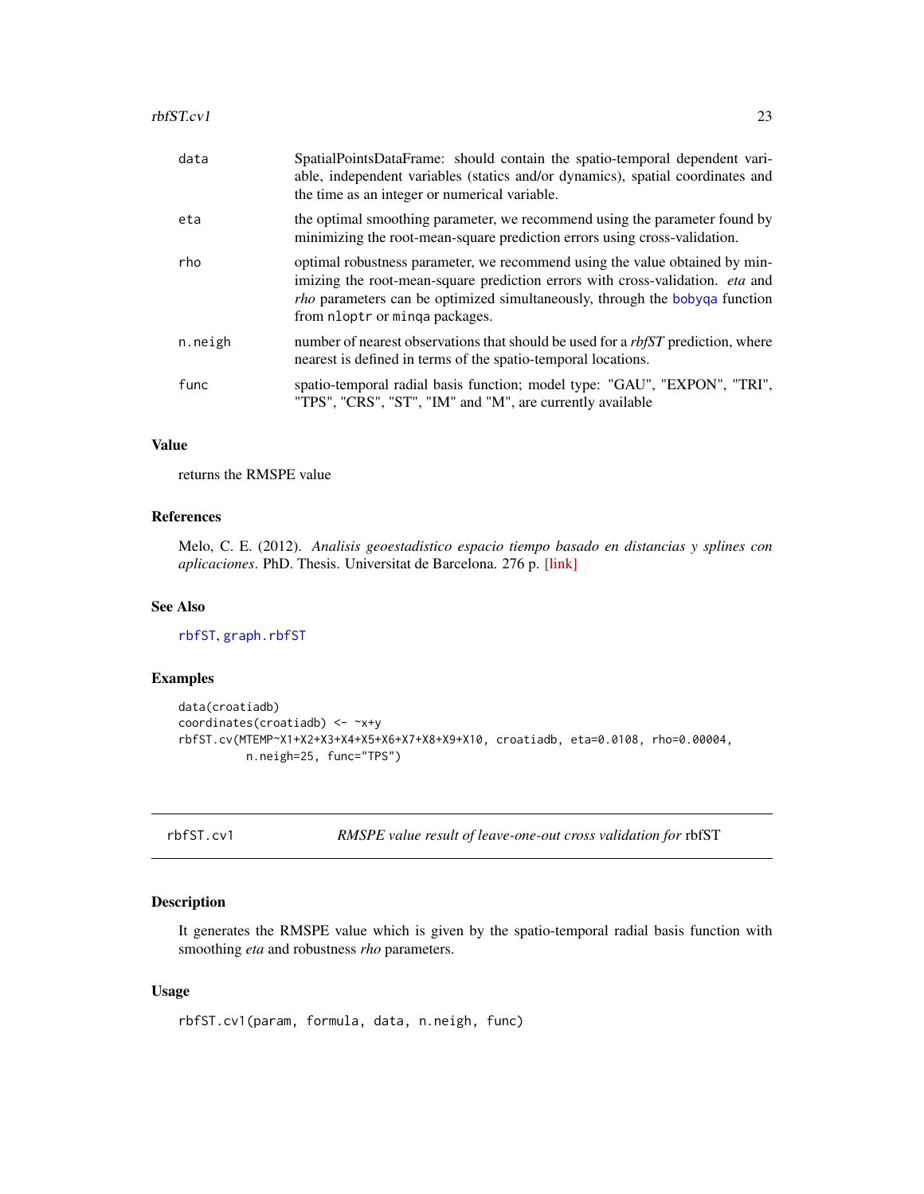| | |
|---|---|
| data | SpatialPointsDataFrame: should contain the spatio-temporal dependent variable, independent variables (statics and/or dynamics), spatial coordinates and the time as an integer or numerical variable. |
| eta | the optimal smoothing parameter, we recommend using the parameter found by minimizing the root-mean-square prediction errors using cross-validation. |
| rho | optimal robustness parameter, we recommend using the value obtained by minimizing the root-mean-square prediction errors with cross-validation. *eta* and *rho* parameters can be optimized simultaneously, through the bobyqa function from nloptr or minqa packages. |
| n.neigh | number of nearest observations that should be used for a *rbfST* prediction, where nearest is defined in terms of the spatio-temporal locations. |
| func | spatio-temporal radial basis function; model type: "GAU", "EXPON", "TRI", "TPS", "CRS", "ST", "IM" and "M", are currently available |

### Value

returns the RMSPE value

### References

Melo, C. E. (2012). *Analisis geoestadistico espacio tiempo basado en distancias y splines con aplicaciones*. PhD. Thesis. Universitat de Barcelona. 276 p. [link]

### See Also

rbfST, graph.rbfST

### Examples

```
data(croatiadb)
coordinates(croatiadb) <- ~x+y
rbfST.cv(MTEMP~X1+X2+X3+X4+X5+X6+X7+X8+X9+X10, croatiadb, eta=0.0108, rho=0.00004,
         n.neigh=25, func="TPS")
```

---

## rbfST.cv1 — *RMSPE value result of leave-one-out cross validation for* rbfST

### Description

It generates the RMSPE value which is given by the spatio-temporal radial basis function with smoothing *eta* and robustness *rho* parameters.

### Usage

```
rbfST.cv1(param, formula, data, n.neigh, func)
```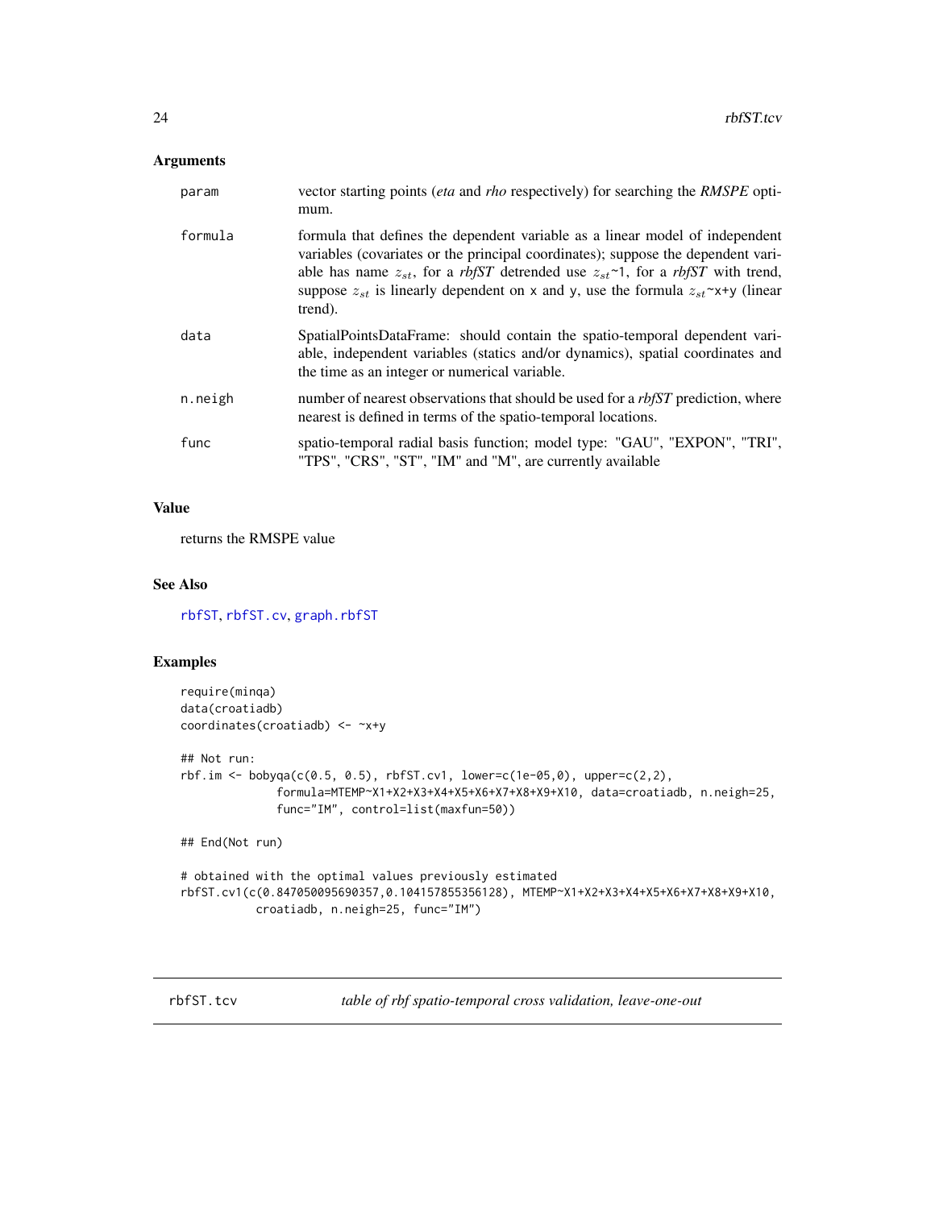## Arguments

| | |
|---|---|
| param | vector starting points (*eta* and *rho* respectively) for searching the *RMSPE* optimum. |
| formula | formula that defines the dependent variable as a linear model of independent variables (covariates or the principal coordinates); suppose the dependent variable has name $z_{st}$, for a *rbfST* detrended use $z_{st}$~1, for a *rbfST* with trend, suppose $z_{st}$ is linearly dependent on x and y, use the formula $z_{st}$~x+y (linear trend). |
| data | SpatialPointsDataFrame: should contain the spatio-temporal dependent variable, independent variables (statics and/or dynamics), spatial coordinates and the time as an integer or numerical variable. |
| n.neigh | number of nearest observations that should be used for a *rbfST* prediction, where nearest is defined in terms of the spatio-temporal locations. |
| func | spatio-temporal radial basis function; model type: "GAU", "EXPON", "TRI", "TPS", "CRS", "ST", "IM" and "M", are currently available |

## Value

returns the RMSPE value

## See Also

rbfST, rbfST.cv, graph.rbfST

## Examples

```
require(minqa)
data(croatiadb)
coordinates(croatiadb) <- ~x+y

## Not run:
rbf.im <- bobyqa(c(0.5, 0.5), rbfST.cv1, lower=c(1e-05,0), upper=c(2,2),
             formula=MTEMP~X1+X2+X3+X4+X5+X6+X7+X8+X9+X10, data=croatiadb, n.neigh=25,
             func="IM", control=list(maxfun=50))

## End(Not run)

# obtained with the optimal values previously estimated
rbfST.cv1(c(0.847050095690357,0.104157855356128), MTEMP~X1+X2+X3+X4+X5+X6+X7+X8+X9+X10,
          croatiadb, n.neigh=25, func="IM")
```

# rbfST.tcv *table of rbf spatio-temporal cross validation, leave-one-out*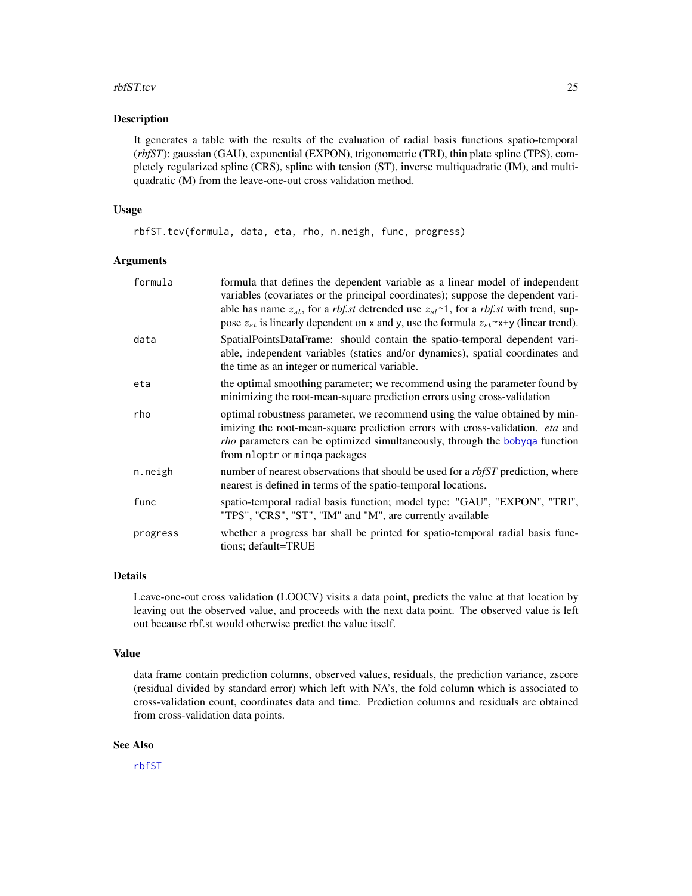## Description

It generates a table with the results of the evaluation of radial basis functions spatio-temporal (*rbfST*): gaussian (GAU), exponential (EXPON), trigonometric (TRI), thin plate spline (TPS), completely regularized spline (CRS), spline with tension (ST), inverse multiquadratic (IM), and multiquadratic (M) from the leave-one-out cross validation method.

## Usage

```
rbfST.tcv(formula, data, eta, rho, n.neigh, func, progress)
```

## Arguments

| | |
|---|---|
| `formula` | formula that defines the dependent variable as a linear model of independent variables (covariates or the principal coordinates); suppose the dependent variable has name $z_{st}$, for a *rbf.st* detrended use $z_{st}$~1, for a *rbf.st* with trend, suppose $z_{st}$ is linearly dependent on x and y, use the formula $z_{st}$~x+y (linear trend). |
| `data` | SpatialPointsDataFrame: should contain the spatio-temporal dependent variable, independent variables (statics and/or dynamics), spatial coordinates and the time as an integer or numerical variable. |
| `eta` | the optimal smoothing parameter; we recommend using the parameter found by minimizing the root-mean-square prediction errors using cross-validation |
| `rho` | optimal robustness parameter, we recommend using the value obtained by minimizing the root-mean-square prediction errors with cross-validation. *eta* and *rho* parameters can be optimized simultaneously, through the bobyqa function from nloptr or minqa packages |
| `n.neigh` | number of nearest observations that should be used for a *rbfST* prediction, where nearest is defined in terms of the spatio-temporal locations. |
| `func` | spatio-temporal radial basis function; model type: "GAU", "EXPON", "TRI", "TPS", "CRS", "ST", "IM" and "M", are currently available |
| `progress` | whether a progress bar shall be printed for spatio-temporal radial basis functions; default=TRUE |

## Details

Leave-one-out cross validation (LOOCV) visits a data point, predicts the value at that location by leaving out the observed value, and proceeds with the next data point. The observed value is left out because rbf.st would otherwise predict the value itself.

## Value

data frame contain prediction columns, observed values, residuals, the prediction variance, zscore (residual divided by standard error) which left with NA's, the fold column which is associated to cross-validation count, coordinates data and time. Prediction columns and residuals are obtained from cross-validation data points.

## See Also

rbfST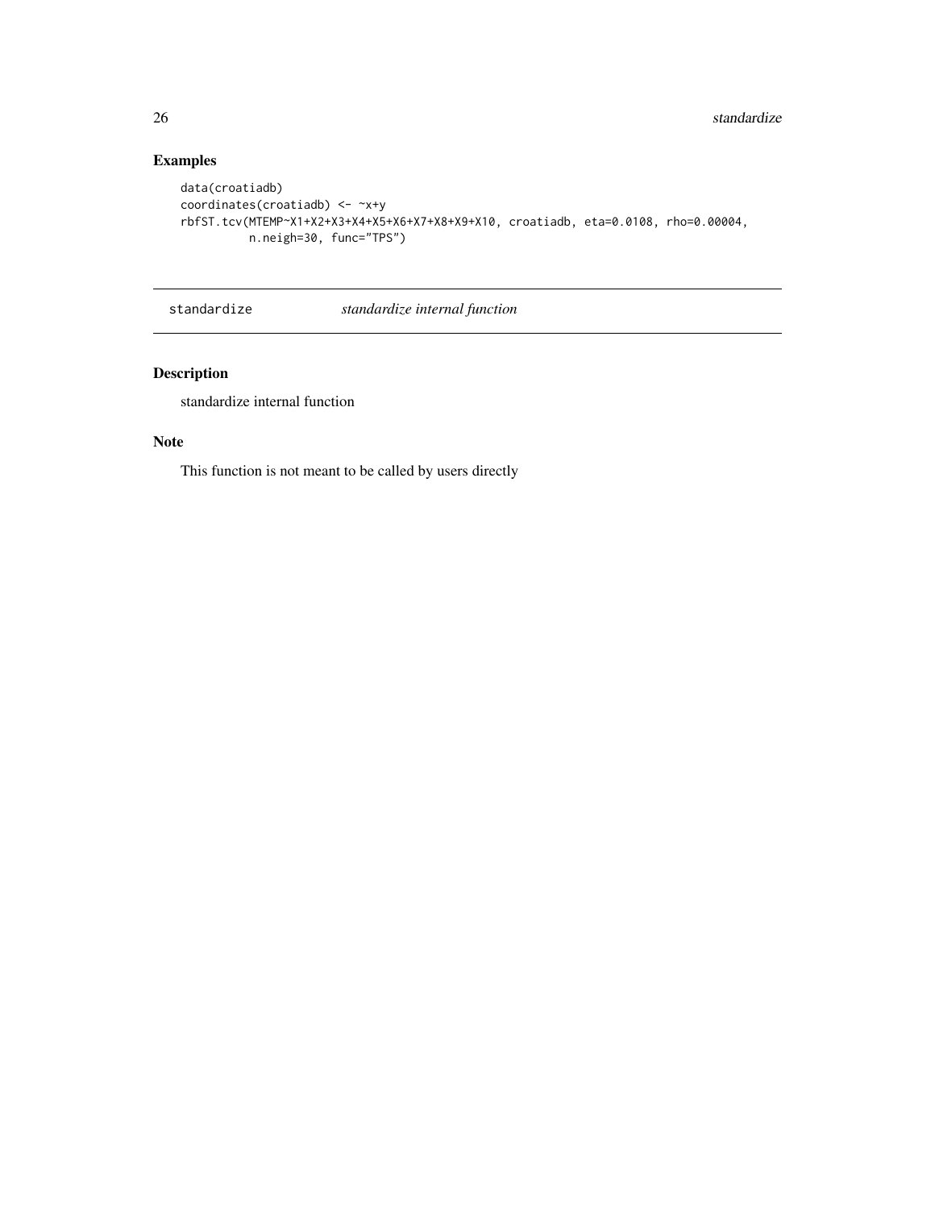## Examples

```
data(croatiadb)
coordinates(croatiadb) <- ~x+y
rbfST.tcv(MTEMP~X1+X2+X3+X4+X5+X6+X7+X8+X9+X10, croatiadb, eta=0.0108, rho=0.00004,
          n.neigh=30, func="TPS")
```

---

# standardize    *standardize internal function*

---

## Description

standardize internal function

## Note

This function is not meant to be called by users directly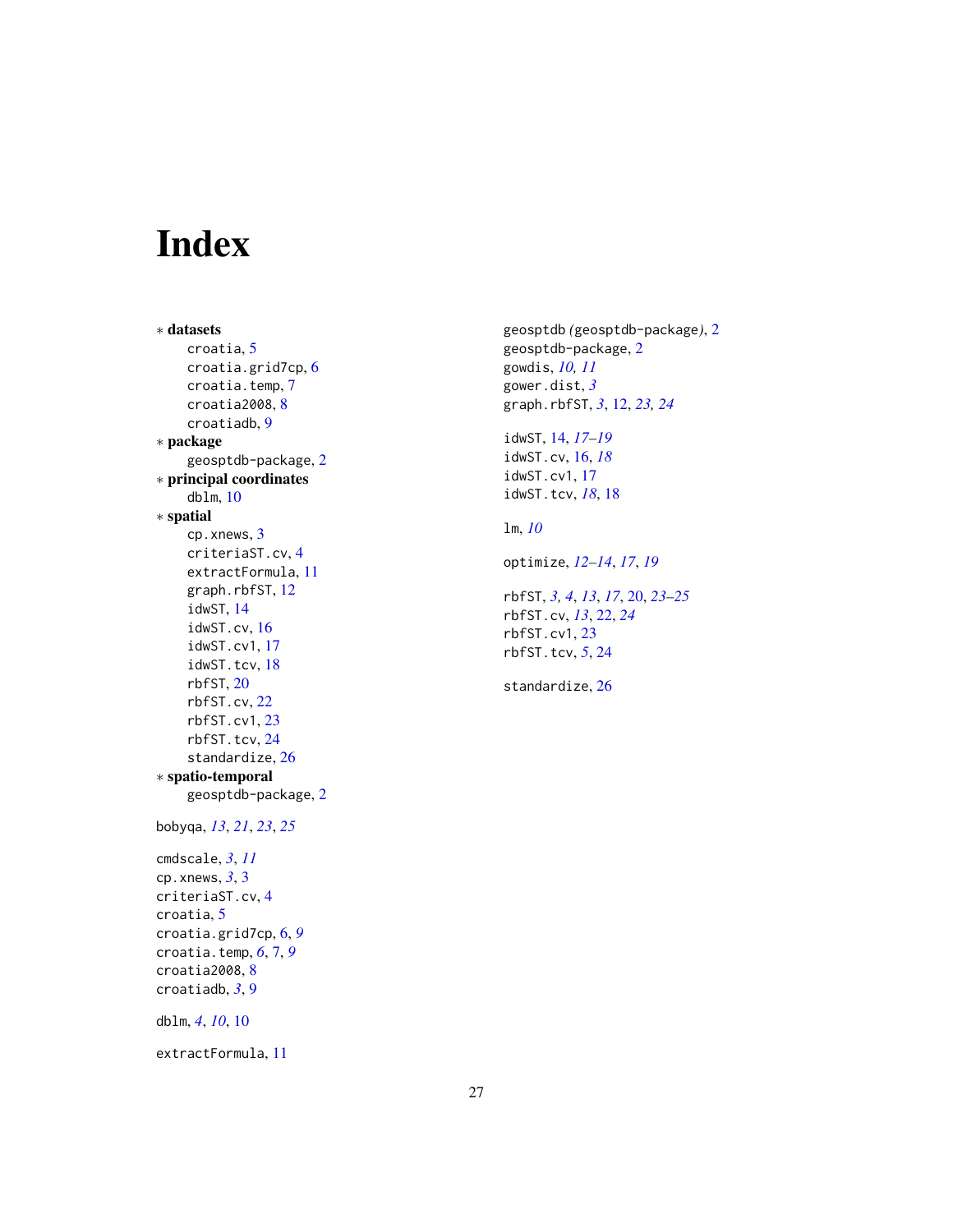# Index

* **datasets**
  - croatia, 5
  - croatia.grid7cp, 6
  - croatia.temp, 7
  - croatia2008, 8
  - croatiadb, 9
* **package**
  - geosptdb-package, 2
* **principal coordinates**
  - dblm, 10
* **spatial**
  - cp.xnews, 3
  - criteriaST.cv, 4
  - extractFormula, 11
  - graph.rbfST, 12
  - idwST, 14
  - idwST.cv, 16
  - idwST.cv1, 17
  - idwST.tcv, 18
  - rbfST, 20
  - rbfST.cv, 22
  - rbfST.cv1, 23
  - rbfST.tcv, 24
  - standardize, 26
* **spatio-temporal**
  - geosptdb-package, 2

bobyqa, *13*, *21*, *23*, *25*

cmdscale, *3*, *11*
cp.xnews, *3*, 3
criteriaST.cv, 4
croatia, 5
croatia.grid7cp, 6, *9*
croatia.temp, *6*, 7, *9*
croatia2008, 8
croatiadb, *3*, 9

dblm, *4*, *10*, 10

extractFormula, 11

geosptdb *(*geosptdb-package*)*, 2
geosptdb-package, 2
gowdis, *10, 11*
gower.dist, *3*
graph.rbfST, *3*, 12, *23, 24*

idwST, 14, *17–19*
idwST.cv, 16, *18*
idwST.cv1, 17
idwST.tcv, *18*, 18

lm, *10*

optimize, *12–14*, *17*, *19*

rbfST, *3, 4*, *13*, *17*, 20, *23–25*
rbfST.cv, *13*, 22, *24*
rbfST.cv1, 23
rbfST.tcv, *5*, 24

standardize, 26